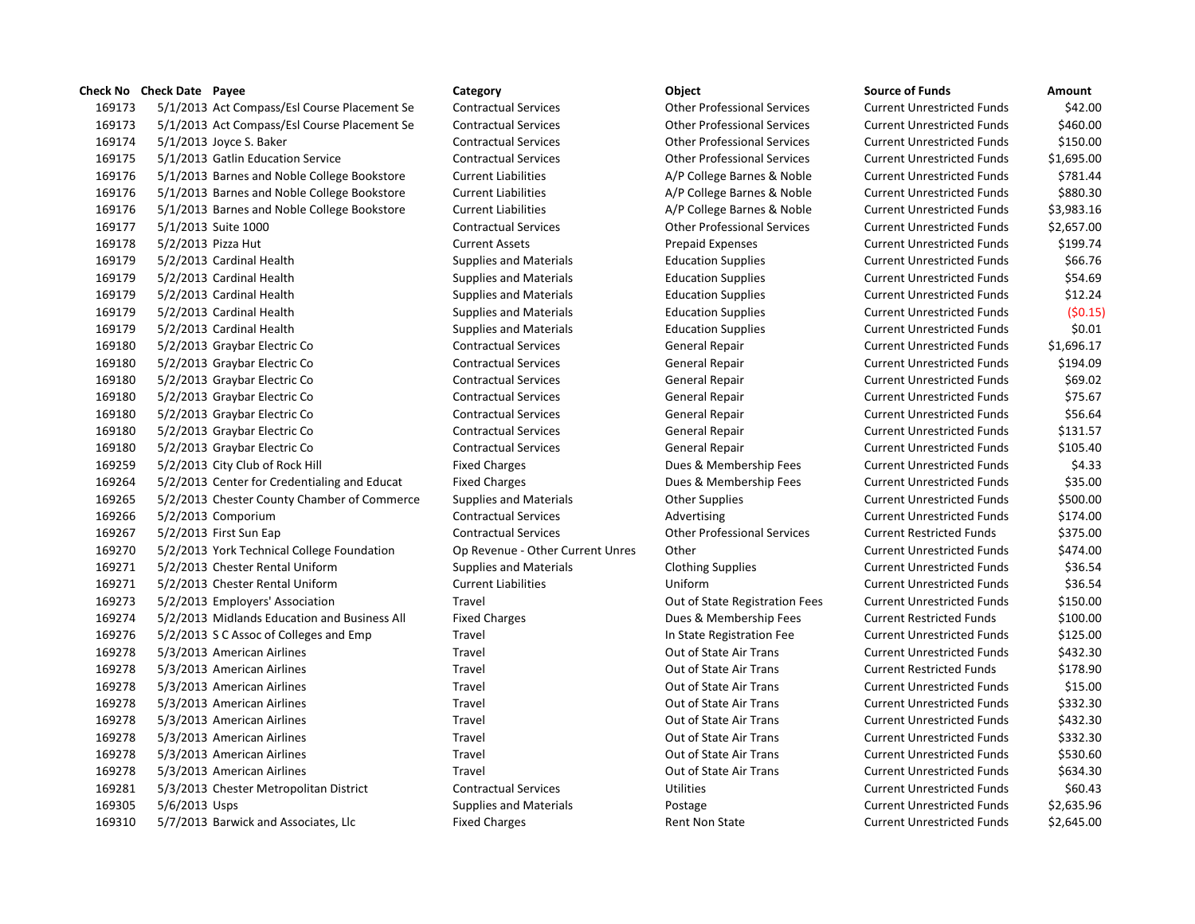| Check No | Check Date | Payee | Category | Object | Source of Funds | Amount |
|---|---|---|---|---|---|---|
| 169173 | 5/1/2013 | Act Compass/Esl Course Placement Se | Contractual Services | Other Professional Services | Current Unrestricted Funds | $42.00 |
| 169173 | 5/1/2013 | Act Compass/Esl Course Placement Se | Contractual Services | Other Professional Services | Current Unrestricted Funds | $460.00 |
| 169174 | 5/1/2013 | Joyce S. Baker | Contractual Services | Other Professional Services | Current Unrestricted Funds | $150.00 |
| 169175 | 5/1/2013 | Gatlin Education Service | Contractual Services | Other Professional Services | Current Unrestricted Funds | $1,695.00 |
| 169176 | 5/1/2013 | Barnes and Noble College Bookstore | Current Liabilities | A/P College Barnes & Noble | Current Unrestricted Funds | $781.44 |
| 169176 | 5/1/2013 | Barnes and Noble College Bookstore | Current Liabilities | A/P College Barnes & Noble | Current Unrestricted Funds | $880.30 |
| 169176 | 5/1/2013 | Barnes and Noble College Bookstore | Current Liabilities | A/P College Barnes & Noble | Current Unrestricted Funds | $3,983.16 |
| 169177 | 5/1/2013 | Suite 1000 | Contractual Services | Other Professional Services | Current Unrestricted Funds | $2,657.00 |
| 169178 | 5/2/2013 | Pizza Hut | Current Assets | Prepaid Expenses | Current Unrestricted Funds | $199.74 |
| 169179 | 5/2/2013 | Cardinal Health | Supplies and Materials | Education Supplies | Current Unrestricted Funds | $66.76 |
| 169179 | 5/2/2013 | Cardinal Health | Supplies and Materials | Education Supplies | Current Unrestricted Funds | $54.69 |
| 169179 | 5/2/2013 | Cardinal Health | Supplies and Materials | Education Supplies | Current Unrestricted Funds | $12.24 |
| 169179 | 5/2/2013 | Cardinal Health | Supplies and Materials | Education Supplies | Current Unrestricted Funds | ($0.15) |
| 169179 | 5/2/2013 | Cardinal Health | Supplies and Materials | Education Supplies | Current Unrestricted Funds | $0.01 |
| 169180 | 5/2/2013 | Graybar Electric Co | Contractual Services | General Repair | Current Unrestricted Funds | $1,696.17 |
| 169180 | 5/2/2013 | Graybar Electric Co | Contractual Services | General Repair | Current Unrestricted Funds | $194.09 |
| 169180 | 5/2/2013 | Graybar Electric Co | Contractual Services | General Repair | Current Unrestricted Funds | $69.02 |
| 169180 | 5/2/2013 | Graybar Electric Co | Contractual Services | General Repair | Current Unrestricted Funds | $75.67 |
| 169180 | 5/2/2013 | Graybar Electric Co | Contractual Services | General Repair | Current Unrestricted Funds | $56.64 |
| 169180 | 5/2/2013 | Graybar Electric Co | Contractual Services | General Repair | Current Unrestricted Funds | $131.57 |
| 169180 | 5/2/2013 | Graybar Electric Co | Contractual Services | General Repair | Current Unrestricted Funds | $105.40 |
| 169259 | 5/2/2013 | City Club of Rock Hill | Fixed Charges | Dues & Membership Fees | Current Unrestricted Funds | $4.33 |
| 169264 | 5/2/2013 | Center for Credentialing and Educat | Fixed Charges | Dues & Membership Fees | Current Unrestricted Funds | $35.00 |
| 169265 | 5/2/2013 | Chester County Chamber of Commerce | Supplies and Materials | Other Supplies | Current Unrestricted Funds | $500.00 |
| 169266 | 5/2/2013 | Comporium | Contractual Services | Advertising | Current Unrestricted Funds | $174.00 |
| 169267 | 5/2/2013 | First Sun Eap | Contractual Services | Other Professional Services | Current Restricted Funds | $375.00 |
| 169270 | 5/2/2013 | York Technical College Foundation | Op Revenue - Other Current Unres | Other | Current Unrestricted Funds | $474.00 |
| 169271 | 5/2/2013 | Chester Rental Uniform | Supplies and Materials | Clothing Supplies | Current Unrestricted Funds | $36.54 |
| 169271 | 5/2/2013 | Chester Rental Uniform | Current Liabilities | Uniform | Current Unrestricted Funds | $36.54 |
| 169273 | 5/2/2013 | Employers' Association | Travel | Out of State Registration Fees | Current Unrestricted Funds | $150.00 |
| 169274 | 5/2/2013 | Midlands Education and Business All | Fixed Charges | Dues & Membership Fees | Current Restricted Funds | $100.00 |
| 169276 | 5/2/2013 | S C Assoc of Colleges and Emp | Travel | In State Registration Fee | Current Unrestricted Funds | $125.00 |
| 169278 | 5/3/2013 | American Airlines | Travel | Out of State Air Trans | Current Unrestricted Funds | $432.30 |
| 169278 | 5/3/2013 | American Airlines | Travel | Out of State Air Trans | Current Restricted Funds | $178.90 |
| 169278 | 5/3/2013 | American Airlines | Travel | Out of State Air Trans | Current Unrestricted Funds | $15.00 |
| 169278 | 5/3/2013 | American Airlines | Travel | Out of State Air Trans | Current Unrestricted Funds | $332.30 |
| 169278 | 5/3/2013 | American Airlines | Travel | Out of State Air Trans | Current Unrestricted Funds | $432.30 |
| 169278 | 5/3/2013 | American Airlines | Travel | Out of State Air Trans | Current Unrestricted Funds | $332.30 |
| 169278 | 5/3/2013 | American Airlines | Travel | Out of State Air Trans | Current Unrestricted Funds | $530.60 |
| 169278 | 5/3/2013 | American Airlines | Travel | Out of State Air Trans | Current Unrestricted Funds | $634.30 |
| 169281 | 5/3/2013 | Chester Metropolitan District | Contractual Services | Utilities | Current Unrestricted Funds | $60.43 |
| 169305 | 5/6/2013 | Usps | Supplies and Materials | Postage | Current Unrestricted Funds | $2,635.96 |
| 169310 | 5/7/2013 | Barwick and Associates, Llc | Fixed Charges | Rent Non State | Current Unrestricted Funds | $2,645.00 |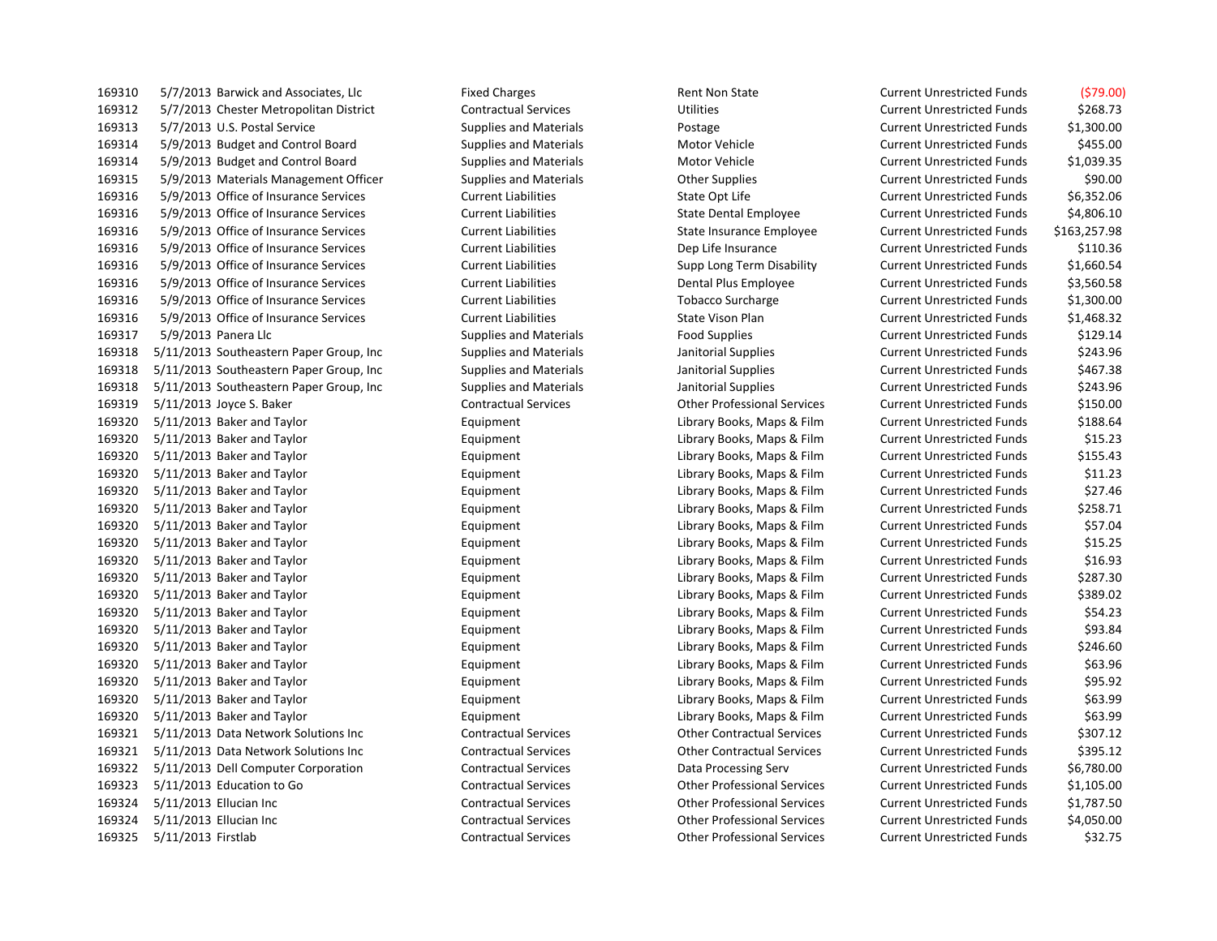| | | | | | | |
|---|---|---|---|---|---|---|
| 169310 | 5/7/2013 | Barwick and Associates, Llc | Fixed Charges | Rent Non State | Current Unrestricted Funds | ($79.00) |
| 169312 | 5/7/2013 | Chester Metropolitan District | Contractual Services | Utilities | Current Unrestricted Funds | $268.73 |
| 169313 | 5/7/2013 | U.S. Postal Service | Supplies and Materials | Postage | Current Unrestricted Funds | $1,300.00 |
| 169314 | 5/9/2013 | Budget and Control Board | Supplies and Materials | Motor Vehicle | Current Unrestricted Funds | $455.00 |
| 169314 | 5/9/2013 | Budget and Control Board | Supplies and Materials | Motor Vehicle | Current Unrestricted Funds | $1,039.35 |
| 169315 | 5/9/2013 | Materials Management Officer | Supplies and Materials | Other Supplies | Current Unrestricted Funds | $90.00 |
| 169316 | 5/9/2013 | Office of Insurance Services | Current Liabilities | State Opt Life | Current Unrestricted Funds | $6,352.06 |
| 169316 | 5/9/2013 | Office of Insurance Services | Current Liabilities | State Dental Employee | Current Unrestricted Funds | $4,806.10 |
| 169316 | 5/9/2013 | Office of Insurance Services | Current Liabilities | State Insurance Employee | Current Unrestricted Funds | $163,257.98 |
| 169316 | 5/9/2013 | Office of Insurance Services | Current Liabilities | Dep Life Insurance | Current Unrestricted Funds | $110.36 |
| 169316 | 5/9/2013 | Office of Insurance Services | Current Liabilities | Supp Long Term Disability | Current Unrestricted Funds | $1,660.54 |
| 169316 | 5/9/2013 | Office of Insurance Services | Current Liabilities | Dental Plus Employee | Current Unrestricted Funds | $3,560.58 |
| 169316 | 5/9/2013 | Office of Insurance Services | Current Liabilities | Tobacco Surcharge | Current Unrestricted Funds | $1,300.00 |
| 169316 | 5/9/2013 | Office of Insurance Services | Current Liabilities | State Vison Plan | Current Unrestricted Funds | $1,468.32 |
| 169317 | 5/9/2013 | Panera Llc | Supplies and Materials | Food Supplies | Current Unrestricted Funds | $129.14 |
| 169318 | 5/11/2013 | Southeastern Paper Group, Inc | Supplies and Materials | Janitorial Supplies | Current Unrestricted Funds | $243.96 |
| 169318 | 5/11/2013 | Southeastern Paper Group, Inc | Supplies and Materials | Janitorial Supplies | Current Unrestricted Funds | $467.38 |
| 169318 | 5/11/2013 | Southeastern Paper Group, Inc | Supplies and Materials | Janitorial Supplies | Current Unrestricted Funds | $243.96 |
| 169319 | 5/11/2013 | Joyce S. Baker | Contractual Services | Other Professional Services | Current Unrestricted Funds | $150.00 |
| 169320 | 5/11/2013 | Baker and Taylor | Equipment | Library Books, Maps & Film | Current Unrestricted Funds | $188.64 |
| 169320 | 5/11/2013 | Baker and Taylor | Equipment | Library Books, Maps & Film | Current Unrestricted Funds | $15.23 |
| 169320 | 5/11/2013 | Baker and Taylor | Equipment | Library Books, Maps & Film | Current Unrestricted Funds | $155.43 |
| 169320 | 5/11/2013 | Baker and Taylor | Equipment | Library Books, Maps & Film | Current Unrestricted Funds | $11.23 |
| 169320 | 5/11/2013 | Baker and Taylor | Equipment | Library Books, Maps & Film | Current Unrestricted Funds | $27.46 |
| 169320 | 5/11/2013 | Baker and Taylor | Equipment | Library Books, Maps & Film | Current Unrestricted Funds | $258.71 |
| 169320 | 5/11/2013 | Baker and Taylor | Equipment | Library Books, Maps & Film | Current Unrestricted Funds | $57.04 |
| 169320 | 5/11/2013 | Baker and Taylor | Equipment | Library Books, Maps & Film | Current Unrestricted Funds | $15.25 |
| 169320 | 5/11/2013 | Baker and Taylor | Equipment | Library Books, Maps & Film | Current Unrestricted Funds | $16.93 |
| 169320 | 5/11/2013 | Baker and Taylor | Equipment | Library Books, Maps & Film | Current Unrestricted Funds | $287.30 |
| 169320 | 5/11/2013 | Baker and Taylor | Equipment | Library Books, Maps & Film | Current Unrestricted Funds | $389.02 |
| 169320 | 5/11/2013 | Baker and Taylor | Equipment | Library Books, Maps & Film | Current Unrestricted Funds | $54.23 |
| 169320 | 5/11/2013 | Baker and Taylor | Equipment | Library Books, Maps & Film | Current Unrestricted Funds | $93.84 |
| 169320 | 5/11/2013 | Baker and Taylor | Equipment | Library Books, Maps & Film | Current Unrestricted Funds | $246.60 |
| 169320 | 5/11/2013 | Baker and Taylor | Equipment | Library Books, Maps & Film | Current Unrestricted Funds | $63.96 |
| 169320 | 5/11/2013 | Baker and Taylor | Equipment | Library Books, Maps & Film | Current Unrestricted Funds | $95.92 |
| 169320 | 5/11/2013 | Baker and Taylor | Equipment | Library Books, Maps & Film | Current Unrestricted Funds | $63.99 |
| 169320 | 5/11/2013 | Baker and Taylor | Equipment | Library Books, Maps & Film | Current Unrestricted Funds | $63.99 |
| 169321 | 5/11/2013 | Data Network Solutions Inc | Contractual Services | Other Contractual Services | Current Unrestricted Funds | $307.12 |
| 169321 | 5/11/2013 | Data Network Solutions Inc | Contractual Services | Other Contractual Services | Current Unrestricted Funds | $395.12 |
| 169322 | 5/11/2013 | Dell Computer Corporation | Contractual Services | Data Processing Serv | Current Unrestricted Funds | $6,780.00 |
| 169323 | 5/11/2013 | Education to Go | Contractual Services | Other Professional Services | Current Unrestricted Funds | $1,105.00 |
| 169324 | 5/11/2013 | Ellucian Inc | Contractual Services | Other Professional Services | Current Unrestricted Funds | $1,787.50 |
| 169324 | 5/11/2013 | Ellucian Inc | Contractual Services | Other Professional Services | Current Unrestricted Funds | $4,050.00 |
| 169325 | 5/11/2013 | Firstlab | Contractual Services | Other Professional Services | Current Unrestricted Funds | $32.75 |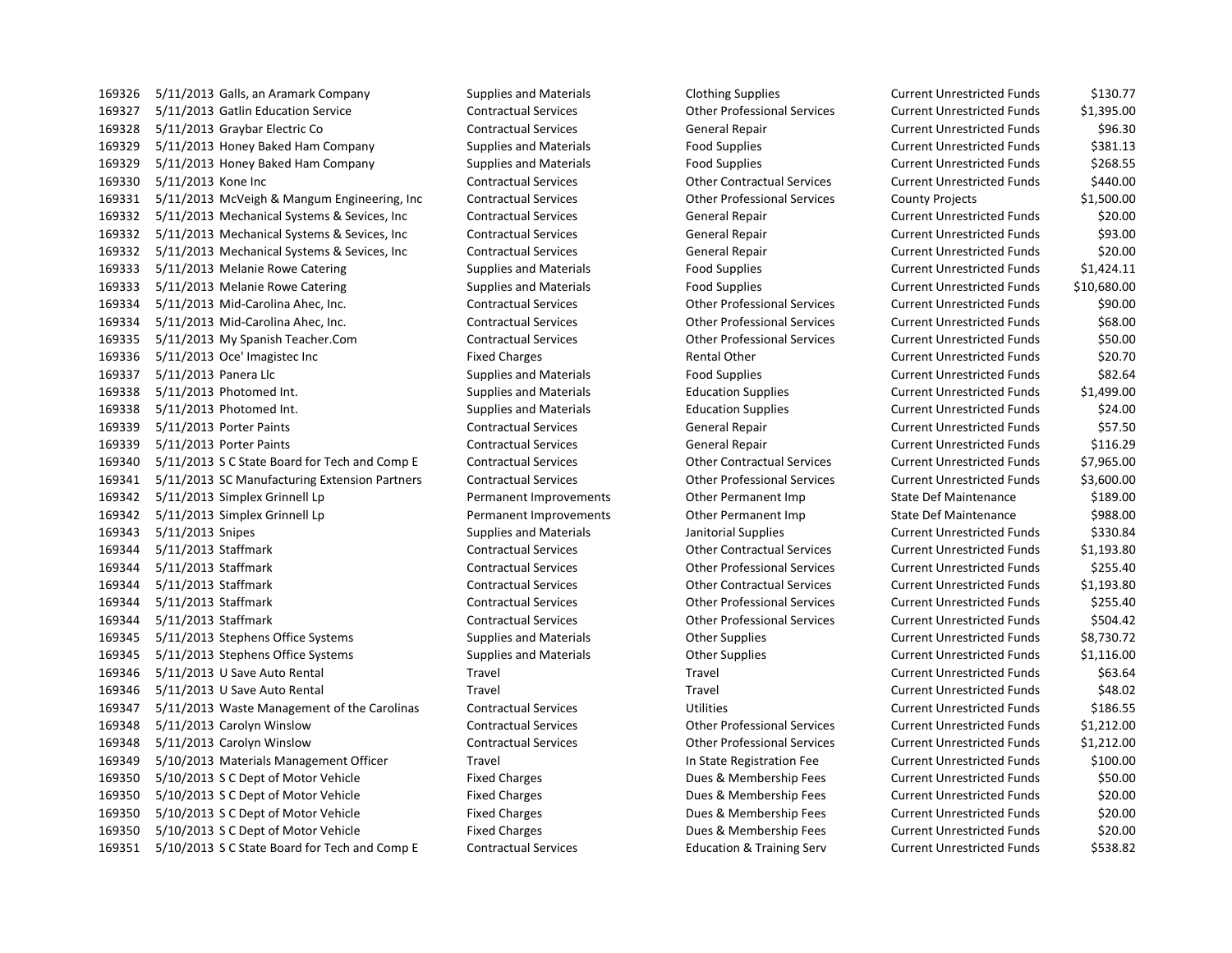| | | | | | | |
|---|---|---|---|---|---|---|
| 169326 | 5/11/2013 | Galls, an Aramark Company | Supplies and Materials | Clothing Supplies | Current Unrestricted Funds | $130.77 |
| 169327 | 5/11/2013 | Gatlin Education Service | Contractual Services | Other Professional Services | Current Unrestricted Funds | $1,395.00 |
| 169328 | 5/11/2013 | Graybar Electric Co | Contractual Services | General Repair | Current Unrestricted Funds | $96.30 |
| 169329 | 5/11/2013 | Honey Baked Ham Company | Supplies and Materials | Food Supplies | Current Unrestricted Funds | $381.13 |
| 169329 | 5/11/2013 | Honey Baked Ham Company | Supplies and Materials | Food Supplies | Current Unrestricted Funds | $268.55 |
| 169330 | 5/11/2013 | Kone Inc | Contractual Services | Other Contractual Services | Current Unrestricted Funds | $440.00 |
| 169331 | 5/11/2013 | McVeigh & Mangum Engineering, Inc | Contractual Services | Other Professional Services | County Projects | $1,500.00 |
| 169332 | 5/11/2013 | Mechanical Systems & Sevices, Inc | Contractual Services | General Repair | Current Unrestricted Funds | $20.00 |
| 169332 | 5/11/2013 | Mechanical Systems & Sevices, Inc | Contractual Services | General Repair | Current Unrestricted Funds | $93.00 |
| 169332 | 5/11/2013 | Mechanical Systems & Sevices, Inc | Contractual Services | General Repair | Current Unrestricted Funds | $20.00 |
| 169333 | 5/11/2013 | Melanie Rowe Catering | Supplies and Materials | Food Supplies | Current Unrestricted Funds | $1,424.11 |
| 169333 | 5/11/2013 | Melanie Rowe Catering | Supplies and Materials | Food Supplies | Current Unrestricted Funds | $10,680.00 |
| 169334 | 5/11/2013 | Mid-Carolina Ahec, Inc. | Contractual Services | Other Professional Services | Current Unrestricted Funds | $90.00 |
| 169334 | 5/11/2013 | Mid-Carolina Ahec, Inc. | Contractual Services | Other Professional Services | Current Unrestricted Funds | $68.00 |
| 169335 | 5/11/2013 | My Spanish Teacher.Com | Contractual Services | Other Professional Services | Current Unrestricted Funds | $50.00 |
| 169336 | 5/11/2013 | Oce' Imagistec Inc | Fixed Charges | Rental Other | Current Unrestricted Funds | $20.70 |
| 169337 | 5/11/2013 | Panera Llc | Supplies and Materials | Food Supplies | Current Unrestricted Funds | $82.64 |
| 169338 | 5/11/2013 | Photomed Int. | Supplies and Materials | Education Supplies | Current Unrestricted Funds | $1,499.00 |
| 169338 | 5/11/2013 | Photomed Int. | Supplies and Materials | Education Supplies | Current Unrestricted Funds | $24.00 |
| 169339 | 5/11/2013 | Porter Paints | Contractual Services | General Repair | Current Unrestricted Funds | $57.50 |
| 169339 | 5/11/2013 | Porter Paints | Contractual Services | General Repair | Current Unrestricted Funds | $116.29 |
| 169340 | 5/11/2013 | S C State Board for Tech and Comp E | Contractual Services | Other Contractual Services | Current Unrestricted Funds | $7,965.00 |
| 169341 | 5/11/2013 | SC Manufacturing Extension Partners | Contractual Services | Other Professional Services | Current Unrestricted Funds | $3,600.00 |
| 169342 | 5/11/2013 | Simplex Grinnell Lp | Permanent Improvements | Other Permanent Imp | State Def Maintenance | $189.00 |
| 169342 | 5/11/2013 | Simplex Grinnell Lp | Permanent Improvements | Other Permanent Imp | State Def Maintenance | $988.00 |
| 169343 | 5/11/2013 | Snipes | Supplies and Materials | Janitorial Supplies | Current Unrestricted Funds | $330.84 |
| 169344 | 5/11/2013 | Staffmark | Contractual Services | Other Contractual Services | Current Unrestricted Funds | $1,193.80 |
| 169344 | 5/11/2013 | Staffmark | Contractual Services | Other Professional Services | Current Unrestricted Funds | $255.40 |
| 169344 | 5/11/2013 | Staffmark | Contractual Services | Other Contractual Services | Current Unrestricted Funds | $1,193.80 |
| 169344 | 5/11/2013 | Staffmark | Contractual Services | Other Professional Services | Current Unrestricted Funds | $255.40 |
| 169344 | 5/11/2013 | Staffmark | Contractual Services | Other Professional Services | Current Unrestricted Funds | $504.42 |
| 169345 | 5/11/2013 | Stephens Office Systems | Supplies and Materials | Other Supplies | Current Unrestricted Funds | $8,730.72 |
| 169345 | 5/11/2013 | Stephens Office Systems | Supplies and Materials | Other Supplies | Current Unrestricted Funds | $1,116.00 |
| 169346 | 5/11/2013 | U Save Auto Rental | Travel | Travel | Current Unrestricted Funds | $63.64 |
| 169346 | 5/11/2013 | U Save Auto Rental | Travel | Travel | Current Unrestricted Funds | $48.02 |
| 169347 | 5/11/2013 | Waste Management of the Carolinas | Contractual Services | Utilities | Current Unrestricted Funds | $186.55 |
| 169348 | 5/11/2013 | Carolyn Winslow | Contractual Services | Other Professional Services | Current Unrestricted Funds | $1,212.00 |
| 169348 | 5/11/2013 | Carolyn Winslow | Contractual Services | Other Professional Services | Current Unrestricted Funds | $1,212.00 |
| 169349 | 5/10/2013 | Materials Management Officer | Travel | In State Registration Fee | Current Unrestricted Funds | $100.00 |
| 169350 | 5/10/2013 | S C Dept of Motor Vehicle | Fixed Charges | Dues & Membership Fees | Current Unrestricted Funds | $50.00 |
| 169350 | 5/10/2013 | S C Dept of Motor Vehicle | Fixed Charges | Dues & Membership Fees | Current Unrestricted Funds | $20.00 |
| 169350 | 5/10/2013 | S C Dept of Motor Vehicle | Fixed Charges | Dues & Membership Fees | Current Unrestricted Funds | $20.00 |
| 169350 | 5/10/2013 | S C Dept of Motor Vehicle | Fixed Charges | Dues & Membership Fees | Current Unrestricted Funds | $20.00 |
| 169351 | 5/10/2013 | S C State Board for Tech and Comp E | Contractual Services | Education & Training Serv | Current Unrestricted Funds | $538.82 |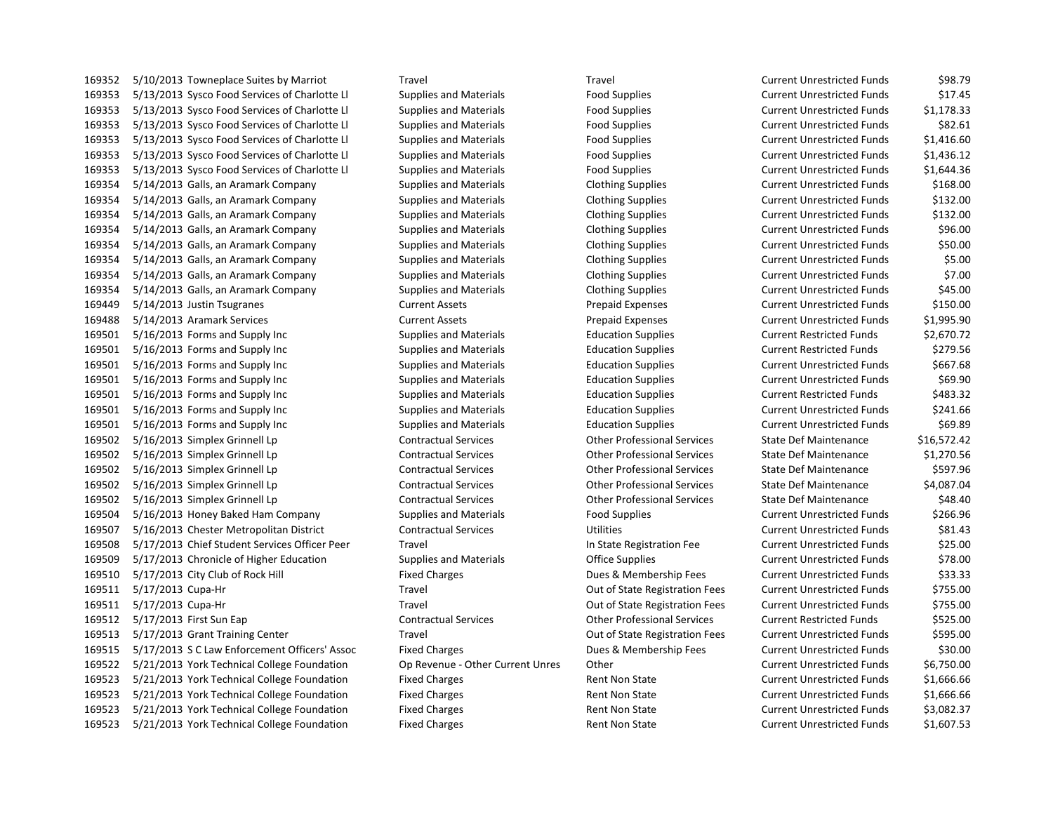| | | | | | | |
|---|---|---|---|---|---|---|
| 169352 | 5/10/2013 | Towneplace Suites by Marriot | Travel | Travel | Current Unrestricted Funds | $98.79 |
| 169353 | 5/13/2013 | Sysco Food Services of Charlotte Ll | Supplies and Materials | Food Supplies | Current Unrestricted Funds | $17.45 |
| 169353 | 5/13/2013 | Sysco Food Services of Charlotte Ll | Supplies and Materials | Food Supplies | Current Unrestricted Funds | $1,178.33 |
| 169353 | 5/13/2013 | Sysco Food Services of Charlotte Ll | Supplies and Materials | Food Supplies | Current Unrestricted Funds | $82.61 |
| 169353 | 5/13/2013 | Sysco Food Services of Charlotte Ll | Supplies and Materials | Food Supplies | Current Unrestricted Funds | $1,416.60 |
| 169353 | 5/13/2013 | Sysco Food Services of Charlotte Ll | Supplies and Materials | Food Supplies | Current Unrestricted Funds | $1,436.12 |
| 169353 | 5/13/2013 | Sysco Food Services of Charlotte Ll | Supplies and Materials | Food Supplies | Current Unrestricted Funds | $1,644.36 |
| 169354 | 5/14/2013 | Galls, an Aramark Company | Supplies and Materials | Clothing Supplies | Current Unrestricted Funds | $168.00 |
| 169354 | 5/14/2013 | Galls, an Aramark Company | Supplies and Materials | Clothing Supplies | Current Unrestricted Funds | $132.00 |
| 169354 | 5/14/2013 | Galls, an Aramark Company | Supplies and Materials | Clothing Supplies | Current Unrestricted Funds | $132.00 |
| 169354 | 5/14/2013 | Galls, an Aramark Company | Supplies and Materials | Clothing Supplies | Current Unrestricted Funds | $96.00 |
| 169354 | 5/14/2013 | Galls, an Aramark Company | Supplies and Materials | Clothing Supplies | Current Unrestricted Funds | $50.00 |
| 169354 | 5/14/2013 | Galls, an Aramark Company | Supplies and Materials | Clothing Supplies | Current Unrestricted Funds | $5.00 |
| 169354 | 5/14/2013 | Galls, an Aramark Company | Supplies and Materials | Clothing Supplies | Current Unrestricted Funds | $7.00 |
| 169354 | 5/14/2013 | Galls, an Aramark Company | Supplies and Materials | Clothing Supplies | Current Unrestricted Funds | $45.00 |
| 169449 | 5/14/2013 | Justin Tsugranes | Current Assets | Prepaid Expenses | Current Unrestricted Funds | $150.00 |
| 169488 | 5/14/2013 | Aramark Services | Current Assets | Prepaid Expenses | Current Unrestricted Funds | $1,995.90 |
| 169501 | 5/16/2013 | Forms and Supply Inc | Supplies and Materials | Education Supplies | Current Restricted Funds | $2,670.72 |
| 169501 | 5/16/2013 | Forms and Supply Inc | Supplies and Materials | Education Supplies | Current Restricted Funds | $279.56 |
| 169501 | 5/16/2013 | Forms and Supply Inc | Supplies and Materials | Education Supplies | Current Unrestricted Funds | $667.68 |
| 169501 | 5/16/2013 | Forms and Supply Inc | Supplies and Materials | Education Supplies | Current Unrestricted Funds | $69.90 |
| 169501 | 5/16/2013 | Forms and Supply Inc | Supplies and Materials | Education Supplies | Current Restricted Funds | $483.32 |
| 169501 | 5/16/2013 | Forms and Supply Inc | Supplies and Materials | Education Supplies | Current Unrestricted Funds | $241.66 |
| 169501 | 5/16/2013 | Forms and Supply Inc | Supplies and Materials | Education Supplies | Current Unrestricted Funds | $69.89 |
| 169502 | 5/16/2013 | Simplex Grinnell Lp | Contractual Services | Other Professional Services | State Def Maintenance | $16,572.42 |
| 169502 | 5/16/2013 | Simplex Grinnell Lp | Contractual Services | Other Professional Services | State Def Maintenance | $1,270.56 |
| 169502 | 5/16/2013 | Simplex Grinnell Lp | Contractual Services | Other Professional Services | State Def Maintenance | $597.96 |
| 169502 | 5/16/2013 | Simplex Grinnell Lp | Contractual Services | Other Professional Services | State Def Maintenance | $4,087.04 |
| 169502 | 5/16/2013 | Simplex Grinnell Lp | Contractual Services | Other Professional Services | State Def Maintenance | $48.40 |
| 169504 | 5/16/2013 | Honey Baked Ham Company | Supplies and Materials | Food Supplies | Current Unrestricted Funds | $266.96 |
| 169507 | 5/16/2013 | Chester Metropolitan District | Contractual Services | Utilities | Current Unrestricted Funds | $81.43 |
| 169508 | 5/17/2013 | Chief Student Services Officer Peer | Travel | In State Registration Fee | Current Unrestricted Funds | $25.00 |
| 169509 | 5/17/2013 | Chronicle of Higher Education | Supplies and Materials | Office Supplies | Current Unrestricted Funds | $78.00 |
| 169510 | 5/17/2013 | City Club of Rock Hill | Fixed Charges | Dues & Membership Fees | Current Unrestricted Funds | $33.33 |
| 169511 | 5/17/2013 | Cupa-Hr | Travel | Out of State Registration Fees | Current Unrestricted Funds | $755.00 |
| 169511 | 5/17/2013 | Cupa-Hr | Travel | Out of State Registration Fees | Current Unrestricted Funds | $755.00 |
| 169512 | 5/17/2013 | First Sun Eap | Contractual Services | Other Professional Services | Current Restricted Funds | $525.00 |
| 169513 | 5/17/2013 | Grant Training Center | Travel | Out of State Registration Fees | Current Unrestricted Funds | $595.00 |
| 169515 | 5/17/2013 | S C Law Enforcement Officers' Assoc | Fixed Charges | Dues & Membership Fees | Current Unrestricted Funds | $30.00 |
| 169522 | 5/21/2013 | York Technical College Foundation | Op Revenue - Other Current Unres | Other | Current Unrestricted Funds | $6,750.00 |
| 169523 | 5/21/2013 | York Technical College Foundation | Fixed Charges | Rent Non State | Current Unrestricted Funds | $1,666.66 |
| 169523 | 5/21/2013 | York Technical College Foundation | Fixed Charges | Rent Non State | Current Unrestricted Funds | $1,666.66 |
| 169523 | 5/21/2013 | York Technical College Foundation | Fixed Charges | Rent Non State | Current Unrestricted Funds | $3,082.37 |
| 169523 | 5/21/2013 | York Technical College Foundation | Fixed Charges | Rent Non State | Current Unrestricted Funds | $1,607.53 |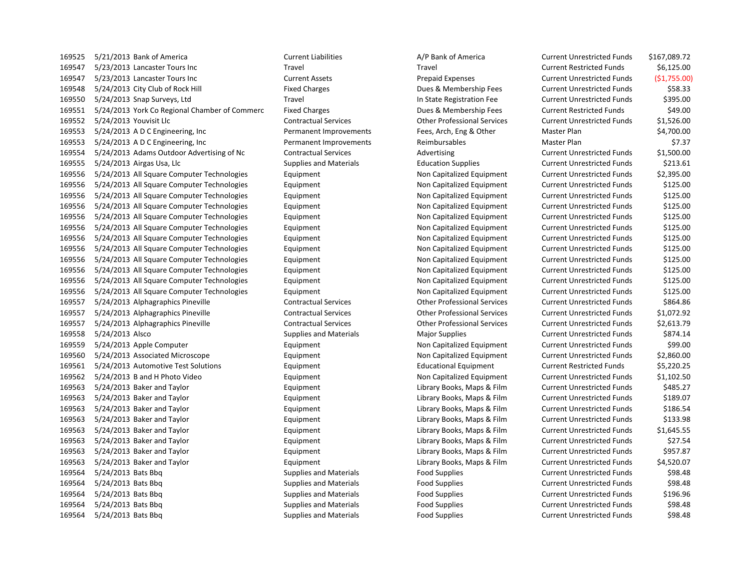| | | | | | | |
|---|---|---|---|---|---|---|
| 169525 | 5/21/2013 | Bank of America | Current Liabilities | A/P Bank of America | Current Unrestricted Funds | $167,089.72 |
| 169547 | 5/23/2013 | Lancaster Tours Inc | Travel | Travel | Current Restricted Funds | $6,125.00 |
| 169547 | 5/23/2013 | Lancaster Tours Inc | Current Assets | Prepaid Expenses | Current Unrestricted Funds | ($1,755.00) |
| 169548 | 5/24/2013 | City Club of Rock Hill | Fixed Charges | Dues & Membership Fees | Current Unrestricted Funds | $58.33 |
| 169550 | 5/24/2013 | Snap Surveys, Ltd | Travel | In State Registration Fee | Current Unrestricted Funds | $395.00 |
| 169551 | 5/24/2013 | York Co Regional Chamber of Commerc | Fixed Charges | Dues & Membership Fees | Current Restricted Funds | $49.00 |
| 169552 | 5/24/2013 | Youvisit Llc | Contractual Services | Other Professional Services | Current Unrestricted Funds | $1,526.00 |
| 169553 | 5/24/2013 | A D C Engineering, Inc | Permanent Improvements | Fees, Arch, Eng & Other | Master Plan | $4,700.00 |
| 169553 | 5/24/2013 | A D C Engineering, Inc | Permanent Improvements | Reimbursables | Master Plan | $7.37 |
| 169554 | 5/24/2013 | Adams Outdoor Advertising of Nc | Contractual Services | Advertising | Current Unrestricted Funds | $1,500.00 |
| 169555 | 5/24/2013 | Airgas Usa, Llc | Supplies and Materials | Education Supplies | Current Unrestricted Funds | $213.61 |
| 169556 | 5/24/2013 | All Square Computer Technologies | Equipment | Non Capitalized Equipment | Current Unrestricted Funds | $2,395.00 |
| 169556 | 5/24/2013 | All Square Computer Technologies | Equipment | Non Capitalized Equipment | Current Unrestricted Funds | $125.00 |
| 169556 | 5/24/2013 | All Square Computer Technologies | Equipment | Non Capitalized Equipment | Current Unrestricted Funds | $125.00 |
| 169556 | 5/24/2013 | All Square Computer Technologies | Equipment | Non Capitalized Equipment | Current Unrestricted Funds | $125.00 |
| 169556 | 5/24/2013 | All Square Computer Technologies | Equipment | Non Capitalized Equipment | Current Unrestricted Funds | $125.00 |
| 169556 | 5/24/2013 | All Square Computer Technologies | Equipment | Non Capitalized Equipment | Current Unrestricted Funds | $125.00 |
| 169556 | 5/24/2013 | All Square Computer Technologies | Equipment | Non Capitalized Equipment | Current Unrestricted Funds | $125.00 |
| 169556 | 5/24/2013 | All Square Computer Technologies | Equipment | Non Capitalized Equipment | Current Unrestricted Funds | $125.00 |
| 169556 | 5/24/2013 | All Square Computer Technologies | Equipment | Non Capitalized Equipment | Current Unrestricted Funds | $125.00 |
| 169556 | 5/24/2013 | All Square Computer Technologies | Equipment | Non Capitalized Equipment | Current Unrestricted Funds | $125.00 |
| 169556 | 5/24/2013 | All Square Computer Technologies | Equipment | Non Capitalized Equipment | Current Unrestricted Funds | $125.00 |
| 169556 | 5/24/2013 | All Square Computer Technologies | Equipment | Non Capitalized Equipment | Current Unrestricted Funds | $125.00 |
| 169557 | 5/24/2013 | Alphagraphics Pineville | Contractual Services | Other Professional Services | Current Unrestricted Funds | $864.86 |
| 169557 | 5/24/2013 | Alphagraphics Pineville | Contractual Services | Other Professional Services | Current Unrestricted Funds | $1,072.92 |
| 169557 | 5/24/2013 | Alphagraphics Pineville | Contractual Services | Other Professional Services | Current Unrestricted Funds | $2,613.79 |
| 169558 | 5/24/2013 | Alsco | Supplies and Materials | Major Supplies | Current Unrestricted Funds | $874.14 |
| 169559 | 5/24/2013 | Apple Computer | Equipment | Non Capitalized Equipment | Current Unrestricted Funds | $99.00 |
| 169560 | 5/24/2013 | Associated Microscope | Equipment | Non Capitalized Equipment | Current Unrestricted Funds | $2,860.00 |
| 169561 | 5/24/2013 | Automotive Test Solutions | Equipment | Educational Equipment | Current Restricted Funds | $5,220.25 |
| 169562 | 5/24/2013 | B and H Photo Video | Equipment | Non Capitalized Equipment | Current Unrestricted Funds | $1,102.50 |
| 169563 | 5/24/2013 | Baker and Taylor | Equipment | Library Books, Maps & Film | Current Unrestricted Funds | $485.27 |
| 169563 | 5/24/2013 | Baker and Taylor | Equipment | Library Books, Maps & Film | Current Unrestricted Funds | $189.07 |
| 169563 | 5/24/2013 | Baker and Taylor | Equipment | Library Books, Maps & Film | Current Unrestricted Funds | $186.54 |
| 169563 | 5/24/2013 | Baker and Taylor | Equipment | Library Books, Maps & Film | Current Unrestricted Funds | $133.98 |
| 169563 | 5/24/2013 | Baker and Taylor | Equipment | Library Books, Maps & Film | Current Unrestricted Funds | $1,645.55 |
| 169563 | 5/24/2013 | Baker and Taylor | Equipment | Library Books, Maps & Film | Current Unrestricted Funds | $27.54 |
| 169563 | 5/24/2013 | Baker and Taylor | Equipment | Library Books, Maps & Film | Current Unrestricted Funds | $957.87 |
| 169563 | 5/24/2013 | Baker and Taylor | Equipment | Library Books, Maps & Film | Current Unrestricted Funds | $4,520.07 |
| 169564 | 5/24/2013 | Bats Bbq | Supplies and Materials | Food Supplies | Current Unrestricted Funds | $98.48 |
| 169564 | 5/24/2013 | Bats Bbq | Supplies and Materials | Food Supplies | Current Unrestricted Funds | $98.48 |
| 169564 | 5/24/2013 | Bats Bbq | Supplies and Materials | Food Supplies | Current Unrestricted Funds | $196.96 |
| 169564 | 5/24/2013 | Bats Bbq | Supplies and Materials | Food Supplies | Current Unrestricted Funds | $98.48 |
| 169564 | 5/24/2013 | Bats Bbq | Supplies and Materials | Food Supplies | Current Unrestricted Funds | $98.48 |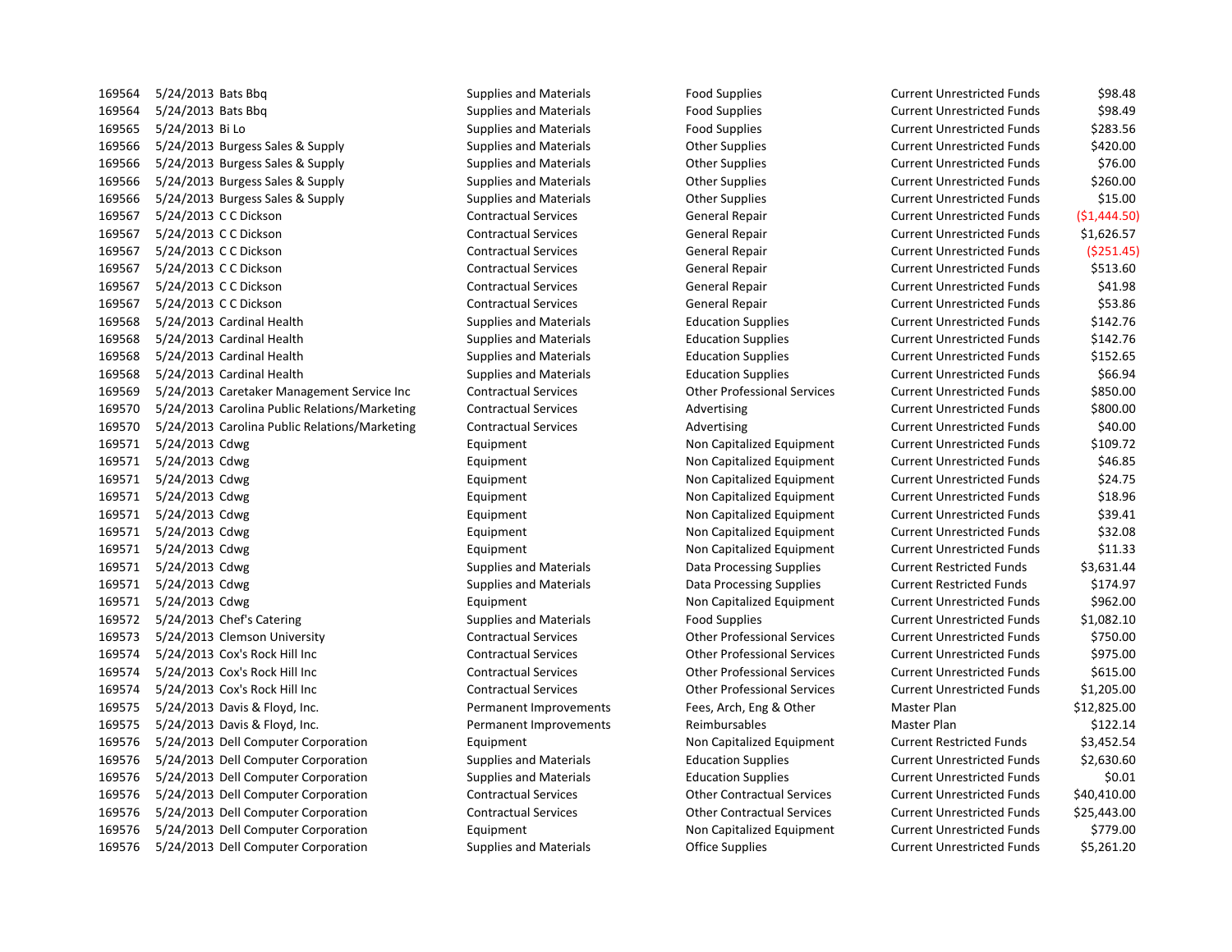| | | | | | | |
|---|---|---|---|---|---|---|
| 169564 | 5/24/2013 | Bats Bbq | Supplies and Materials | Food Supplies | Current Unrestricted Funds | $98.48 |
| 169564 | 5/24/2013 | Bats Bbq | Supplies and Materials | Food Supplies | Current Unrestricted Funds | $98.49 |
| 169565 | 5/24/2013 | Bi Lo | Supplies and Materials | Food Supplies | Current Unrestricted Funds | $283.56 |
| 169566 | 5/24/2013 | Burgess Sales & Supply | Supplies and Materials | Other Supplies | Current Unrestricted Funds | $420.00 |
| 169566 | 5/24/2013 | Burgess Sales & Supply | Supplies and Materials | Other Supplies | Current Unrestricted Funds | $76.00 |
| 169566 | 5/24/2013 | Burgess Sales & Supply | Supplies and Materials | Other Supplies | Current Unrestricted Funds | $260.00 |
| 169566 | 5/24/2013 | Burgess Sales & Supply | Supplies and Materials | Other Supplies | Current Unrestricted Funds | $15.00 |
| 169567 | 5/24/2013 | C C Dickson | Contractual Services | General Repair | Current Unrestricted Funds | ($1,444.50) |
| 169567 | 5/24/2013 | C C Dickson | Contractual Services | General Repair | Current Unrestricted Funds | $1,626.57 |
| 169567 | 5/24/2013 | C C Dickson | Contractual Services | General Repair | Current Unrestricted Funds | ($251.45) |
| 169567 | 5/24/2013 | C C Dickson | Contractual Services | General Repair | Current Unrestricted Funds | $513.60 |
| 169567 | 5/24/2013 | C C Dickson | Contractual Services | General Repair | Current Unrestricted Funds | $41.98 |
| 169567 | 5/24/2013 | C C Dickson | Contractual Services | General Repair | Current Unrestricted Funds | $53.86 |
| 169568 | 5/24/2013 | Cardinal Health | Supplies and Materials | Education Supplies | Current Unrestricted Funds | $142.76 |
| 169568 | 5/24/2013 | Cardinal Health | Supplies and Materials | Education Supplies | Current Unrestricted Funds | $142.76 |
| 169568 | 5/24/2013 | Cardinal Health | Supplies and Materials | Education Supplies | Current Unrestricted Funds | $152.65 |
| 169568 | 5/24/2013 | Cardinal Health | Supplies and Materials | Education Supplies | Current Unrestricted Funds | $66.94 |
| 169569 | 5/24/2013 | Caretaker Management Service Inc | Contractual Services | Other Professional Services | Current Unrestricted Funds | $850.00 |
| 169570 | 5/24/2013 | Carolina Public Relations/Marketing | Contractual Services | Advertising | Current Unrestricted Funds | $800.00 |
| 169570 | 5/24/2013 | Carolina Public Relations/Marketing | Contractual Services | Advertising | Current Unrestricted Funds | $40.00 |
| 169571 | 5/24/2013 | Cdwg | Equipment | Non Capitalized Equipment | Current Unrestricted Funds | $109.72 |
| 169571 | 5/24/2013 | Cdwg | Equipment | Non Capitalized Equipment | Current Unrestricted Funds | $46.85 |
| 169571 | 5/24/2013 | Cdwg | Equipment | Non Capitalized Equipment | Current Unrestricted Funds | $24.75 |
| 169571 | 5/24/2013 | Cdwg | Equipment | Non Capitalized Equipment | Current Unrestricted Funds | $18.96 |
| 169571 | 5/24/2013 | Cdwg | Equipment | Non Capitalized Equipment | Current Unrestricted Funds | $39.41 |
| 169571 | 5/24/2013 | Cdwg | Equipment | Non Capitalized Equipment | Current Unrestricted Funds | $32.08 |
| 169571 | 5/24/2013 | Cdwg | Equipment | Non Capitalized Equipment | Current Unrestricted Funds | $11.33 |
| 169571 | 5/24/2013 | Cdwg | Supplies and Materials | Data Processing Supplies | Current Restricted Funds | $3,631.44 |
| 169571 | 5/24/2013 | Cdwg | Supplies and Materials | Data Processing Supplies | Current Restricted Funds | $174.97 |
| 169571 | 5/24/2013 | Cdwg | Equipment | Non Capitalized Equipment | Current Unrestricted Funds | $962.00 |
| 169572 | 5/24/2013 | Chef's Catering | Supplies and Materials | Food Supplies | Current Unrestricted Funds | $1,082.10 |
| 169573 | 5/24/2013 | Clemson University | Contractual Services | Other Professional Services | Current Unrestricted Funds | $750.00 |
| 169574 | 5/24/2013 | Cox's Rock Hill Inc | Contractual Services | Other Professional Services | Current Unrestricted Funds | $975.00 |
| 169574 | 5/24/2013 | Cox's Rock Hill Inc | Contractual Services | Other Professional Services | Current Unrestricted Funds | $615.00 |
| 169574 | 5/24/2013 | Cox's Rock Hill Inc | Contractual Services | Other Professional Services | Current Unrestricted Funds | $1,205.00 |
| 169575 | 5/24/2013 | Davis & Floyd, Inc. | Permanent Improvements | Fees, Arch, Eng & Other | Master Plan | $12,825.00 |
| 169575 | 5/24/2013 | Davis & Floyd, Inc. | Permanent Improvements | Reimbursables | Master Plan | $122.14 |
| 169576 | 5/24/2013 | Dell Computer Corporation | Equipment | Non Capitalized Equipment | Current Restricted Funds | $3,452.54 |
| 169576 | 5/24/2013 | Dell Computer Corporation | Supplies and Materials | Education Supplies | Current Unrestricted Funds | $2,630.60 |
| 169576 | 5/24/2013 | Dell Computer Corporation | Supplies and Materials | Education Supplies | Current Unrestricted Funds | $0.01 |
| 169576 | 5/24/2013 | Dell Computer Corporation | Contractual Services | Other Contractual Services | Current Unrestricted Funds | $40,410.00 |
| 169576 | 5/24/2013 | Dell Computer Corporation | Contractual Services | Other Contractual Services | Current Unrestricted Funds | $25,443.00 |
| 169576 | 5/24/2013 | Dell Computer Corporation | Equipment | Non Capitalized Equipment | Current Unrestricted Funds | $779.00 |
| 169576 | 5/24/2013 | Dell Computer Corporation | Supplies and Materials | Office Supplies | Current Unrestricted Funds | $5,261.20 |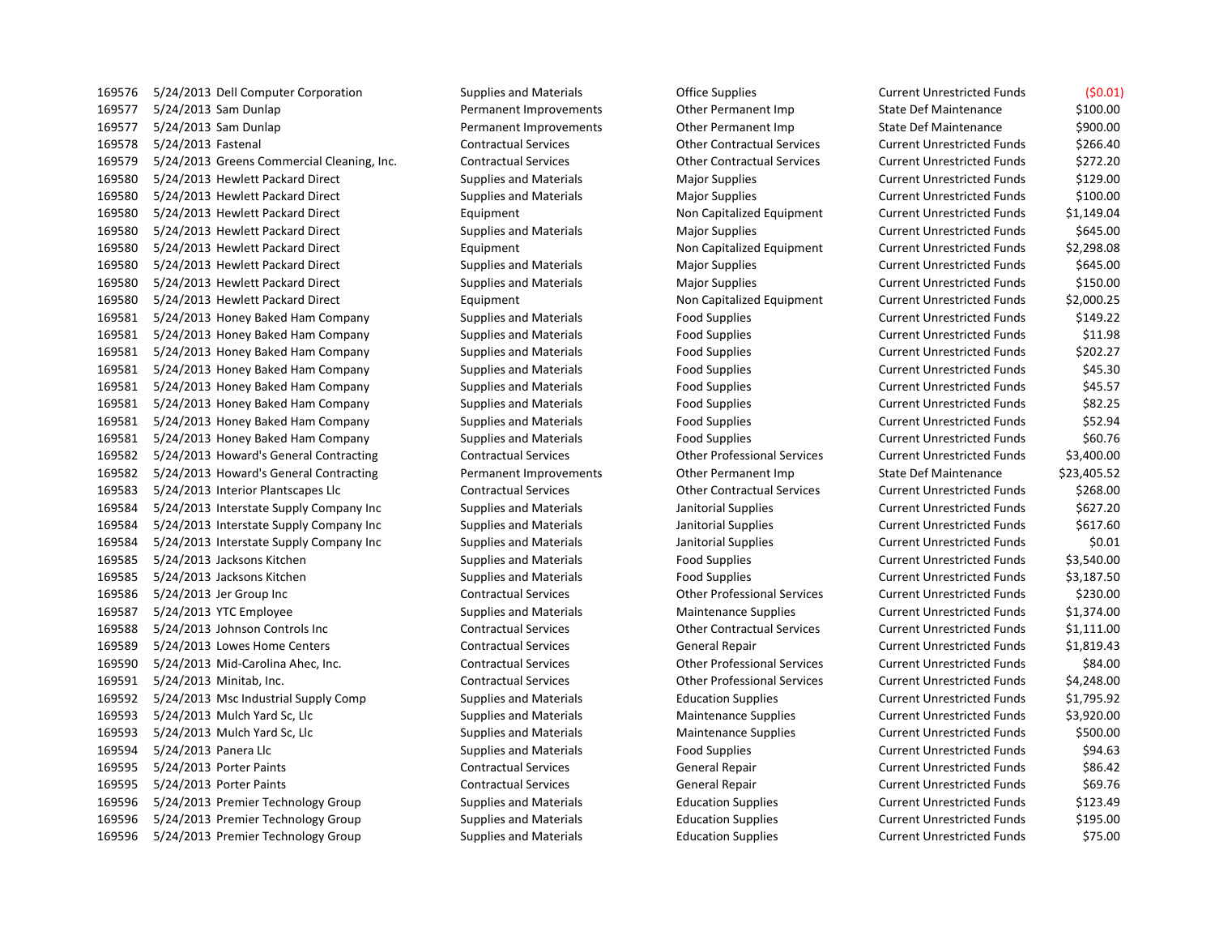| | | | | | | |
|---|---|---|---|---|---|---|
| 169576 | 5/24/2013 | Dell Computer Corporation | Supplies and Materials | Office Supplies | Current Unrestricted Funds | ($0.01) |
| 169577 | 5/24/2013 | Sam Dunlap | Permanent Improvements | Other Permanent Imp | State Def Maintenance | $100.00 |
| 169577 | 5/24/2013 | Sam Dunlap | Permanent Improvements | Other Permanent Imp | State Def Maintenance | $900.00 |
| 169578 | 5/24/2013 | Fastenal | Contractual Services | Other Contractual Services | Current Unrestricted Funds | $266.40 |
| 169579 | 5/24/2013 | Greens Commercial Cleaning, Inc. | Contractual Services | Other Contractual Services | Current Unrestricted Funds | $272.20 |
| 169580 | 5/24/2013 | Hewlett Packard Direct | Supplies and Materials | Major Supplies | Current Unrestricted Funds | $129.00 |
| 169580 | 5/24/2013 | Hewlett Packard Direct | Supplies and Materials | Major Supplies | Current Unrestricted Funds | $100.00 |
| 169580 | 5/24/2013 | Hewlett Packard Direct | Equipment | Non Capitalized Equipment | Current Unrestricted Funds | $1,149.04 |
| 169580 | 5/24/2013 | Hewlett Packard Direct | Supplies and Materials | Major Supplies | Current Unrestricted Funds | $645.00 |
| 169580 | 5/24/2013 | Hewlett Packard Direct | Equipment | Non Capitalized Equipment | Current Unrestricted Funds | $2,298.08 |
| 169580 | 5/24/2013 | Hewlett Packard Direct | Supplies and Materials | Major Supplies | Current Unrestricted Funds | $645.00 |
| 169580 | 5/24/2013 | Hewlett Packard Direct | Supplies and Materials | Major Supplies | Current Unrestricted Funds | $150.00 |
| 169580 | 5/24/2013 | Hewlett Packard Direct | Equipment | Non Capitalized Equipment | Current Unrestricted Funds | $2,000.25 |
| 169581 | 5/24/2013 | Honey Baked Ham Company | Supplies and Materials | Food Supplies | Current Unrestricted Funds | $149.22 |
| 169581 | 5/24/2013 | Honey Baked Ham Company | Supplies and Materials | Food Supplies | Current Unrestricted Funds | $11.98 |
| 169581 | 5/24/2013 | Honey Baked Ham Company | Supplies and Materials | Food Supplies | Current Unrestricted Funds | $202.27 |
| 169581 | 5/24/2013 | Honey Baked Ham Company | Supplies and Materials | Food Supplies | Current Unrestricted Funds | $45.30 |
| 169581 | 5/24/2013 | Honey Baked Ham Company | Supplies and Materials | Food Supplies | Current Unrestricted Funds | $45.57 |
| 169581 | 5/24/2013 | Honey Baked Ham Company | Supplies and Materials | Food Supplies | Current Unrestricted Funds | $82.25 |
| 169581 | 5/24/2013 | Honey Baked Ham Company | Supplies and Materials | Food Supplies | Current Unrestricted Funds | $52.94 |
| 169581 | 5/24/2013 | Honey Baked Ham Company | Supplies and Materials | Food Supplies | Current Unrestricted Funds | $60.76 |
| 169582 | 5/24/2013 | Howard's General Contracting | Contractual Services | Other Professional Services | Current Unrestricted Funds | $3,400.00 |
| 169582 | 5/24/2013 | Howard's General Contracting | Permanent Improvements | Other Permanent Imp | State Def Maintenance | $23,405.52 |
| 169583 | 5/24/2013 | Interior Plantscapes Llc | Contractual Services | Other Contractual Services | Current Unrestricted Funds | $268.00 |
| 169584 | 5/24/2013 | Interstate Supply Company Inc | Supplies and Materials | Janitorial Supplies | Current Unrestricted Funds | $627.20 |
| 169584 | 5/24/2013 | Interstate Supply Company Inc | Supplies and Materials | Janitorial Supplies | Current Unrestricted Funds | $617.60 |
| 169584 | 5/24/2013 | Interstate Supply Company Inc | Supplies and Materials | Janitorial Supplies | Current Unrestricted Funds | $0.01 |
| 169585 | 5/24/2013 | Jacksons Kitchen | Supplies and Materials | Food Supplies | Current Unrestricted Funds | $3,540.00 |
| 169585 | 5/24/2013 | Jacksons Kitchen | Supplies and Materials | Food Supplies | Current Unrestricted Funds | $3,187.50 |
| 169586 | 5/24/2013 | Jer Group Inc | Contractual Services | Other Professional Services | Current Unrestricted Funds | $230.00 |
| 169587 | 5/24/2013 | YTC Employee | Supplies and Materials | Maintenance Supplies | Current Unrestricted Funds | $1,374.00 |
| 169588 | 5/24/2013 | Johnson Controls Inc | Contractual Services | Other Contractual Services | Current Unrestricted Funds | $1,111.00 |
| 169589 | 5/24/2013 | Lowes Home Centers | Contractual Services | General Repair | Current Unrestricted Funds | $1,819.43 |
| 169590 | 5/24/2013 | Mid-Carolina Ahec, Inc. | Contractual Services | Other Professional Services | Current Unrestricted Funds | $84.00 |
| 169591 | 5/24/2013 | Minitab, Inc. | Contractual Services | Other Professional Services | Current Unrestricted Funds | $4,248.00 |
| 169592 | 5/24/2013 | Msc Industrial Supply Comp | Supplies and Materials | Education Supplies | Current Unrestricted Funds | $1,795.92 |
| 169593 | 5/24/2013 | Mulch Yard Sc, Llc | Supplies and Materials | Maintenance Supplies | Current Unrestricted Funds | $3,920.00 |
| 169593 | 5/24/2013 | Mulch Yard Sc, Llc | Supplies and Materials | Maintenance Supplies | Current Unrestricted Funds | $500.00 |
| 169594 | 5/24/2013 | Panera Llc | Supplies and Materials | Food Supplies | Current Unrestricted Funds | $94.63 |
| 169595 | 5/24/2013 | Porter Paints | Contractual Services | General Repair | Current Unrestricted Funds | $86.42 |
| 169595 | 5/24/2013 | Porter Paints | Contractual Services | General Repair | Current Unrestricted Funds | $69.76 |
| 169596 | 5/24/2013 | Premier Technology Group | Supplies and Materials | Education Supplies | Current Unrestricted Funds | $123.49 |
| 169596 | 5/24/2013 | Premier Technology Group | Supplies and Materials | Education Supplies | Current Unrestricted Funds | $195.00 |
| 169596 | 5/24/2013 | Premier Technology Group | Supplies and Materials | Education Supplies | Current Unrestricted Funds | $75.00 |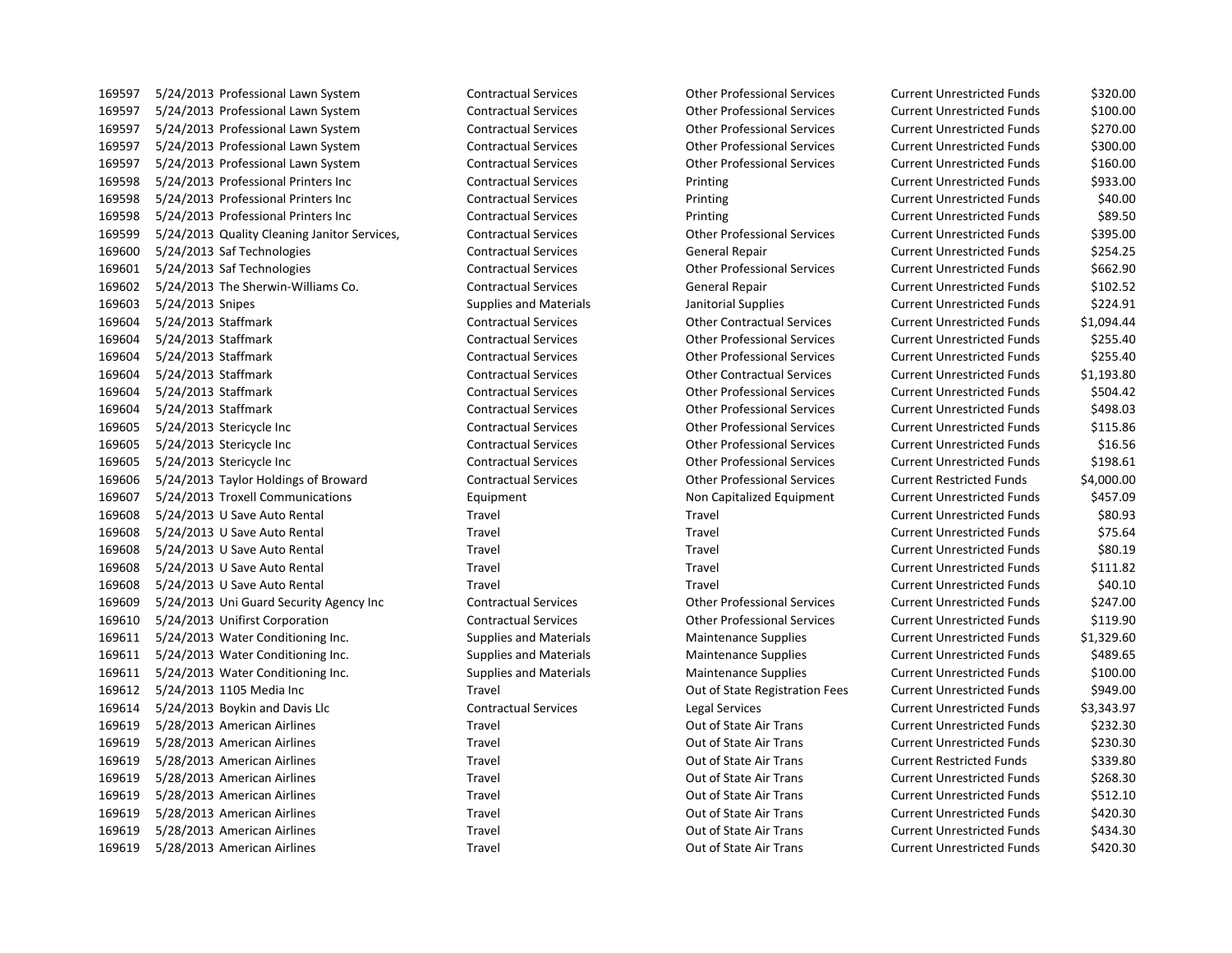| | | | | | | | |
|---|---|---|---|---|---|---|---|
| 169597 | 5/24/2013 | Professional Lawn System | Contractual Services | Other Professional Services | Current Unrestricted Funds | $320.00 |
| 169597 | 5/24/2013 | Professional Lawn System | Contractual Services | Other Professional Services | Current Unrestricted Funds | $100.00 |
| 169597 | 5/24/2013 | Professional Lawn System | Contractual Services | Other Professional Services | Current Unrestricted Funds | $270.00 |
| 169597 | 5/24/2013 | Professional Lawn System | Contractual Services | Other Professional Services | Current Unrestricted Funds | $300.00 |
| 169597 | 5/24/2013 | Professional Lawn System | Contractual Services | Other Professional Services | Current Unrestricted Funds | $160.00 |
| 169598 | 5/24/2013 | Professional Printers Inc | Contractual Services | Printing | Current Unrestricted Funds | $933.00 |
| 169598 | 5/24/2013 | Professional Printers Inc | Contractual Services | Printing | Current Unrestricted Funds | $40.00 |
| 169598 | 5/24/2013 | Professional Printers Inc | Contractual Services | Printing | Current Unrestricted Funds | $89.50 |
| 169599 | 5/24/2013 | Quality Cleaning Janitor Services, | Contractual Services | Other Professional Services | Current Unrestricted Funds | $395.00 |
| 169600 | 5/24/2013 | Saf Technologies | Contractual Services | General Repair | Current Unrestricted Funds | $254.25 |
| 169601 | 5/24/2013 | Saf Technologies | Contractual Services | Other Professional Services | Current Unrestricted Funds | $662.90 |
| 169602 | 5/24/2013 | The Sherwin-Williams Co. | Contractual Services | General Repair | Current Unrestricted Funds | $102.52 |
| 169603 | 5/24/2013 | Snipes | Supplies and Materials | Janitorial Supplies | Current Unrestricted Funds | $224.91 |
| 169604 | 5/24/2013 | Staffmark | Contractual Services | Other Contractual Services | Current Unrestricted Funds | $1,094.44 |
| 169604 | 5/24/2013 | Staffmark | Contractual Services | Other Professional Services | Current Unrestricted Funds | $255.40 |
| 169604 | 5/24/2013 | Staffmark | Contractual Services | Other Professional Services | Current Unrestricted Funds | $255.40 |
| 169604 | 5/24/2013 | Staffmark | Contractual Services | Other Contractual Services | Current Unrestricted Funds | $1,193.80 |
| 169604 | 5/24/2013 | Staffmark | Contractual Services | Other Professional Services | Current Unrestricted Funds | $504.42 |
| 169604 | 5/24/2013 | Staffmark | Contractual Services | Other Professional Services | Current Unrestricted Funds | $498.03 |
| 169605 | 5/24/2013 | Stericycle Inc | Contractual Services | Other Professional Services | Current Unrestricted Funds | $115.86 |
| 169605 | 5/24/2013 | Stericycle Inc | Contractual Services | Other Professional Services | Current Unrestricted Funds | $16.56 |
| 169605 | 5/24/2013 | Stericycle Inc | Contractual Services | Other Professional Services | Current Unrestricted Funds | $198.61 |
| 169606 | 5/24/2013 | Taylor Holdings of Broward | Contractual Services | Other Professional Services | Current Restricted Funds | $4,000.00 |
| 169607 | 5/24/2013 | Troxell Communications | Equipment | Non Capitalized Equipment | Current Unrestricted Funds | $457.09 |
| 169608 | 5/24/2013 | U Save Auto Rental | Travel | Travel | Current Unrestricted Funds | $80.93 |
| 169608 | 5/24/2013 | U Save Auto Rental | Travel | Travel | Current Unrestricted Funds | $75.64 |
| 169608 | 5/24/2013 | U Save Auto Rental | Travel | Travel | Current Unrestricted Funds | $80.19 |
| 169608 | 5/24/2013 | U Save Auto Rental | Travel | Travel | Current Unrestricted Funds | $111.82 |
| 169608 | 5/24/2013 | U Save Auto Rental | Travel | Travel | Current Unrestricted Funds | $40.10 |
| 169609 | 5/24/2013 | Uni Guard Security Agency Inc | Contractual Services | Other Professional Services | Current Unrestricted Funds | $247.00 |
| 169610 | 5/24/2013 | Unifirst Corporation | Contractual Services | Other Professional Services | Current Unrestricted Funds | $119.90 |
| 169611 | 5/24/2013 | Water Conditioning Inc. | Supplies and Materials | Maintenance Supplies | Current Unrestricted Funds | $1,329.60 |
| 169611 | 5/24/2013 | Water Conditioning Inc. | Supplies and Materials | Maintenance Supplies | Current Unrestricted Funds | $489.65 |
| 169611 | 5/24/2013 | Water Conditioning Inc. | Supplies and Materials | Maintenance Supplies | Current Unrestricted Funds | $100.00 |
| 169612 | 5/24/2013 | 1105 Media Inc | Travel | Out of State Registration Fees | Current Unrestricted Funds | $949.00 |
| 169614 | 5/24/2013 | Boykin and Davis Llc | Contractual Services | Legal Services | Current Unrestricted Funds | $3,343.97 |
| 169619 | 5/28/2013 | American Airlines | Travel | Out of State Air Trans | Current Unrestricted Funds | $232.30 |
| 169619 | 5/28/2013 | American Airlines | Travel | Out of State Air Trans | Current Unrestricted Funds | $230.30 |
| 169619 | 5/28/2013 | American Airlines | Travel | Out of State Air Trans | Current Restricted Funds | $339.80 |
| 169619 | 5/28/2013 | American Airlines | Travel | Out of State Air Trans | Current Unrestricted Funds | $268.30 |
| 169619 | 5/28/2013 | American Airlines | Travel | Out of State Air Trans | Current Unrestricted Funds | $512.10 |
| 169619 | 5/28/2013 | American Airlines | Travel | Out of State Air Trans | Current Unrestricted Funds | $420.30 |
| 169619 | 5/28/2013 | American Airlines | Travel | Out of State Air Trans | Current Unrestricted Funds | $434.30 |
| 169619 | 5/28/2013 | American Airlines | Travel | Out of State Air Trans | Current Unrestricted Funds | $420.30 |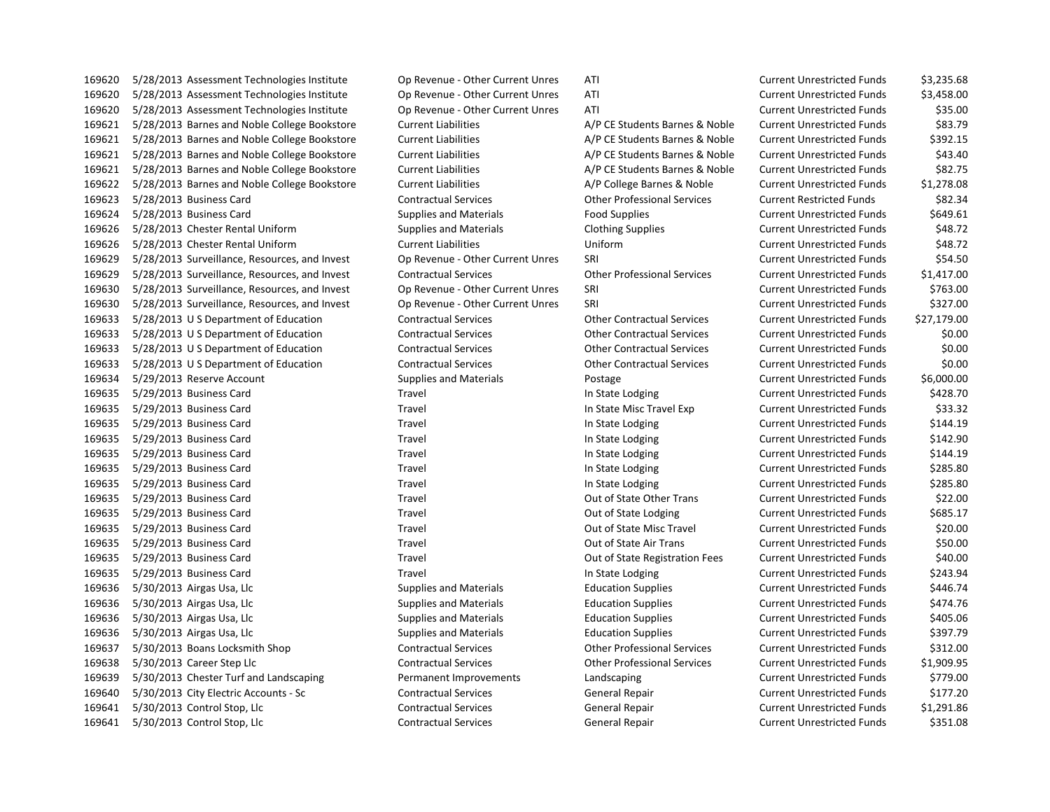| | | | | | | |
|---|---|---|---|---|---|---|
| 169620 | 5/28/2013 | Assessment Technologies Institute | Op Revenue - Other Current Unres | ATI | Current Unrestricted Funds | $3,235.68 |
| 169620 | 5/28/2013 | Assessment Technologies Institute | Op Revenue - Other Current Unres | ATI | Current Unrestricted Funds | $3,458.00 |
| 169620 | 5/28/2013 | Assessment Technologies Institute | Op Revenue - Other Current Unres | ATI | Current Unrestricted Funds | $35.00 |
| 169621 | 5/28/2013 | Barnes and Noble College Bookstore | Current Liabilities | A/P CE Students Barnes & Noble | Current Unrestricted Funds | $83.79 |
| 169621 | 5/28/2013 | Barnes and Noble College Bookstore | Current Liabilities | A/P CE Students Barnes & Noble | Current Unrestricted Funds | $392.15 |
| 169621 | 5/28/2013 | Barnes and Noble College Bookstore | Current Liabilities | A/P CE Students Barnes & Noble | Current Unrestricted Funds | $43.40 |
| 169621 | 5/28/2013 | Barnes and Noble College Bookstore | Current Liabilities | A/P CE Students Barnes & Noble | Current Unrestricted Funds | $82.75 |
| 169622 | 5/28/2013 | Barnes and Noble College Bookstore | Current Liabilities | A/P College Barnes & Noble | Current Unrestricted Funds | $1,278.08 |
| 169623 | 5/28/2013 | Business Card | Contractual Services | Other Professional Services | Current Restricted Funds | $82.34 |
| 169624 | 5/28/2013 | Business Card | Supplies and Materials | Food Supplies | Current Unrestricted Funds | $649.61 |
| 169626 | 5/28/2013 | Chester Rental Uniform | Supplies and Materials | Clothing Supplies | Current Unrestricted Funds | $48.72 |
| 169626 | 5/28/2013 | Chester Rental Uniform | Current Liabilities | Uniform | Current Unrestricted Funds | $48.72 |
| 169629 | 5/28/2013 | Surveillance, Resources, and Invest | Op Revenue - Other Current Unres | SRI | Current Unrestricted Funds | $54.50 |
| 169629 | 5/28/2013 | Surveillance, Resources, and Invest | Contractual Services | Other Professional Services | Current Unrestricted Funds | $1,417.00 |
| 169630 | 5/28/2013 | Surveillance, Resources, and Invest | Op Revenue - Other Current Unres | SRI | Current Unrestricted Funds | $763.00 |
| 169630 | 5/28/2013 | Surveillance, Resources, and Invest | Op Revenue - Other Current Unres | SRI | Current Unrestricted Funds | $327.00 |
| 169633 | 5/28/2013 | U S Department of Education | Contractual Services | Other Contractual Services | Current Unrestricted Funds | $27,179.00 |
| 169633 | 5/28/2013 | U S Department of Education | Contractual Services | Other Contractual Services | Current Unrestricted Funds | $0.00 |
| 169633 | 5/28/2013 | U S Department of Education | Contractual Services | Other Contractual Services | Current Unrestricted Funds | $0.00 |
| 169633 | 5/28/2013 | U S Department of Education | Contractual Services | Other Contractual Services | Current Unrestricted Funds | $0.00 |
| 169634 | 5/29/2013 | Reserve Account | Supplies and Materials | Postage | Current Unrestricted Funds | $6,000.00 |
| 169635 | 5/29/2013 | Business Card | Travel | In State Lodging | Current Unrestricted Funds | $428.70 |
| 169635 | 5/29/2013 | Business Card | Travel | In State Misc Travel Exp | Current Unrestricted Funds | $33.32 |
| 169635 | 5/29/2013 | Business Card | Travel | In State Lodging | Current Unrestricted Funds | $144.19 |
| 169635 | 5/29/2013 | Business Card | Travel | In State Lodging | Current Unrestricted Funds | $142.90 |
| 169635 | 5/29/2013 | Business Card | Travel | In State Lodging | Current Unrestricted Funds | $144.19 |
| 169635 | 5/29/2013 | Business Card | Travel | In State Lodging | Current Unrestricted Funds | $285.80 |
| 169635 | 5/29/2013 | Business Card | Travel | In State Lodging | Current Unrestricted Funds | $285.80 |
| 169635 | 5/29/2013 | Business Card | Travel | Out of State Other Trans | Current Unrestricted Funds | $22.00 |
| 169635 | 5/29/2013 | Business Card | Travel | Out of State Lodging | Current Unrestricted Funds | $685.17 |
| 169635 | 5/29/2013 | Business Card | Travel | Out of State Misc Travel | Current Unrestricted Funds | $20.00 |
| 169635 | 5/29/2013 | Business Card | Travel | Out of State Air Trans | Current Unrestricted Funds | $50.00 |
| 169635 | 5/29/2013 | Business Card | Travel | Out of State Registration Fees | Current Unrestricted Funds | $40.00 |
| 169635 | 5/29/2013 | Business Card | Travel | In State Lodging | Current Unrestricted Funds | $243.94 |
| 169636 | 5/30/2013 | Airgas Usa, Llc | Supplies and Materials | Education Supplies | Current Unrestricted Funds | $446.74 |
| 169636 | 5/30/2013 | Airgas Usa, Llc | Supplies and Materials | Education Supplies | Current Unrestricted Funds | $474.76 |
| 169636 | 5/30/2013 | Airgas Usa, Llc | Supplies and Materials | Education Supplies | Current Unrestricted Funds | $405.06 |
| 169636 | 5/30/2013 | Airgas Usa, Llc | Supplies and Materials | Education Supplies | Current Unrestricted Funds | $397.79 |
| 169637 | 5/30/2013 | Boans Locksmith Shop | Contractual Services | Other Professional Services | Current Unrestricted Funds | $312.00 |
| 169638 | 5/30/2013 | Career Step Llc | Contractual Services | Other Professional Services | Current Unrestricted Funds | $1,909.95 |
| 169639 | 5/30/2013 | Chester Turf and Landscaping | Permanent Improvements | Landscaping | Current Unrestricted Funds | $779.00 |
| 169640 | 5/30/2013 | City Electric Accounts - Sc | Contractual Services | General Repair | Current Unrestricted Funds | $177.20 |
| 169641 | 5/30/2013 | Control Stop, Llc | Contractual Services | General Repair | Current Unrestricted Funds | $1,291.86 |
| 169641 | 5/30/2013 | Control Stop, Llc | Contractual Services | General Repair | Current Unrestricted Funds | $351.08 |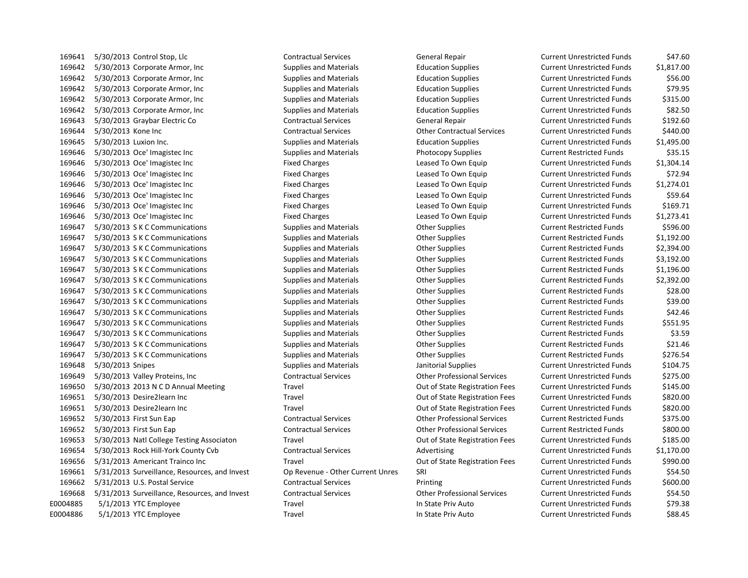| | | | | | | |
|---|---|---|---|---|---|---|
| 169641 | 5/30/2013 | Control Stop, Llc | Contractual Services | General Repair | Current Unrestricted Funds | $47.60 |
| 169642 | 5/30/2013 | Corporate Armor, Inc | Supplies and Materials | Education Supplies | Current Unrestricted Funds | $1,817.00 |
| 169642 | 5/30/2013 | Corporate Armor, Inc | Supplies and Materials | Education Supplies | Current Unrestricted Funds | $56.00 |
| 169642 | 5/30/2013 | Corporate Armor, Inc | Supplies and Materials | Education Supplies | Current Unrestricted Funds | $79.95 |
| 169642 | 5/30/2013 | Corporate Armor, Inc | Supplies and Materials | Education Supplies | Current Unrestricted Funds | $315.00 |
| 169642 | 5/30/2013 | Corporate Armor, Inc | Supplies and Materials | Education Supplies | Current Unrestricted Funds | $82.50 |
| 169643 | 5/30/2013 | Graybar Electric Co | Contractual Services | General Repair | Current Unrestricted Funds | $192.60 |
| 169644 | 5/30/2013 | Kone Inc | Contractual Services | Other Contractual Services | Current Unrestricted Funds | $440.00 |
| 169645 | 5/30/2013 | Luxion Inc. | Supplies and Materials | Education Supplies | Current Unrestricted Funds | $1,495.00 |
| 169646 | 5/30/2013 | Oce' Imagistec Inc | Supplies and Materials | Photocopy Supplies | Current Restricted Funds | $35.15 |
| 169646 | 5/30/2013 | Oce' Imagistec Inc | Fixed Charges | Leased To Own Equip | Current Unrestricted Funds | $1,304.14 |
| 169646 | 5/30/2013 | Oce' Imagistec Inc | Fixed Charges | Leased To Own Equip | Current Unrestricted Funds | $72.94 |
| 169646 | 5/30/2013 | Oce' Imagistec Inc | Fixed Charges | Leased To Own Equip | Current Unrestricted Funds | $1,274.01 |
| 169646 | 5/30/2013 | Oce' Imagistec Inc | Fixed Charges | Leased To Own Equip | Current Unrestricted Funds | $59.64 |
| 169646 | 5/30/2013 | Oce' Imagistec Inc | Fixed Charges | Leased To Own Equip | Current Unrestricted Funds | $169.71 |
| 169646 | 5/30/2013 | Oce' Imagistec Inc | Fixed Charges | Leased To Own Equip | Current Unrestricted Funds | $1,273.41 |
| 169647 | 5/30/2013 | S K C Communications | Supplies and Materials | Other Supplies | Current Restricted Funds | $596.00 |
| 169647 | 5/30/2013 | S K C Communications | Supplies and Materials | Other Supplies | Current Restricted Funds | $1,192.00 |
| 169647 | 5/30/2013 | S K C Communications | Supplies and Materials | Other Supplies | Current Restricted Funds | $2,394.00 |
| 169647 | 5/30/2013 | S K C Communications | Supplies and Materials | Other Supplies | Current Restricted Funds | $3,192.00 |
| 169647 | 5/30/2013 | S K C Communications | Supplies and Materials | Other Supplies | Current Restricted Funds | $1,196.00 |
| 169647 | 5/30/2013 | S K C Communications | Supplies and Materials | Other Supplies | Current Restricted Funds | $2,392.00 |
| 169647 | 5/30/2013 | S K C Communications | Supplies and Materials | Other Supplies | Current Restricted Funds | $28.00 |
| 169647 | 5/30/2013 | S K C Communications | Supplies and Materials | Other Supplies | Current Restricted Funds | $39.00 |
| 169647 | 5/30/2013 | S K C Communications | Supplies and Materials | Other Supplies | Current Restricted Funds | $42.46 |
| 169647 | 5/30/2013 | S K C Communications | Supplies and Materials | Other Supplies | Current Restricted Funds | $551.95 |
| 169647 | 5/30/2013 | S K C Communications | Supplies and Materials | Other Supplies | Current Restricted Funds | $3.59 |
| 169647 | 5/30/2013 | S K C Communications | Supplies and Materials | Other Supplies | Current Restricted Funds | $21.46 |
| 169647 | 5/30/2013 | S K C Communications | Supplies and Materials | Other Supplies | Current Restricted Funds | $276.54 |
| 169648 | 5/30/2013 | Snipes | Supplies and Materials | Janitorial Supplies | Current Unrestricted Funds | $104.75 |
| 169649 | 5/30/2013 | Valley Proteins, Inc | Contractual Services | Other Professional Services | Current Unrestricted Funds | $275.00 |
| 169650 | 5/30/2013 | 2013 N C D Annual Meeting | Travel | Out of State Registration Fees | Current Unrestricted Funds | $145.00 |
| 169651 | 5/30/2013 | Desire2learn Inc | Travel | Out of State Registration Fees | Current Unrestricted Funds | $820.00 |
| 169651 | 5/30/2013 | Desire2learn Inc | Travel | Out of State Registration Fees | Current Unrestricted Funds | $820.00 |
| 169652 | 5/30/2013 | First Sun Eap | Contractual Services | Other Professional Services | Current Restricted Funds | $375.00 |
| 169652 | 5/30/2013 | First Sun Eap | Contractual Services | Other Professional Services | Current Restricted Funds | $800.00 |
| 169653 | 5/30/2013 | Natl College Testing Associaton | Travel | Out of State Registration Fees | Current Unrestricted Funds | $185.00 |
| 169654 | 5/30/2013 | Rock Hill-York County Cvb | Contractual Services | Advertising | Current Unrestricted Funds | $1,170.00 |
| 169656 | 5/31/2013 | Americant Trainco Inc | Travel | Out of State Registration Fees | Current Unrestricted Funds | $990.00 |
| 169661 | 5/31/2013 | Surveillance, Resources, and Invest | Op Revenue - Other Current Unres | SRI | Current Unrestricted Funds | $54.50 |
| 169662 | 5/31/2013 | U.S. Postal Service | Contractual Services | Printing | Current Unrestricted Funds | $600.00 |
| 169668 | 5/31/2013 | Surveillance, Resources, and Invest | Contractual Services | Other Professional Services | Current Unrestricted Funds | $54.50 |
| E0004885 | 5/1/2013 | YTC Employee | Travel | In State Priv Auto | Current Unrestricted Funds | $79.38 |
| E0004886 | 5/1/2013 | YTC Employee | Travel | In State Priv Auto | Current Unrestricted Funds | $88.45 |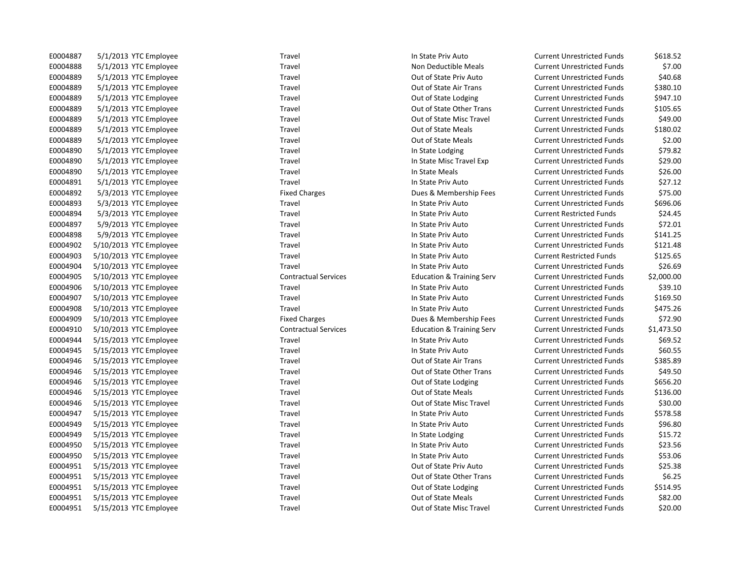| | | | | | | |
|---|---|---|---|---|---|---|
| E0004887 | 5/1/2013 | YTC Employee | Travel | In State Priv Auto | Current Unrestricted Funds | $618.52 |
| E0004888 | 5/1/2013 | YTC Employee | Travel | Non Deductible Meals | Current Unrestricted Funds | $7.00 |
| E0004889 | 5/1/2013 | YTC Employee | Travel | Out of State Priv Auto | Current Unrestricted Funds | $40.68 |
| E0004889 | 5/1/2013 | YTC Employee | Travel | Out of State Air Trans | Current Unrestricted Funds | $380.10 |
| E0004889 | 5/1/2013 | YTC Employee | Travel | Out of State Lodging | Current Unrestricted Funds | $947.10 |
| E0004889 | 5/1/2013 | YTC Employee | Travel | Out of State Other Trans | Current Unrestricted Funds | $105.65 |
| E0004889 | 5/1/2013 | YTC Employee | Travel | Out of State Misc Travel | Current Unrestricted Funds | $49.00 |
| E0004889 | 5/1/2013 | YTC Employee | Travel | Out of State Meals | Current Unrestricted Funds | $180.02 |
| E0004889 | 5/1/2013 | YTC Employee | Travel | Out of State Meals | Current Unrestricted Funds | $2.00 |
| E0004890 | 5/1/2013 | YTC Employee | Travel | In State Lodging | Current Unrestricted Funds | $79.82 |
| E0004890 | 5/1/2013 | YTC Employee | Travel | In State Misc Travel Exp | Current Unrestricted Funds | $29.00 |
| E0004890 | 5/1/2013 | YTC Employee | Travel | In State Meals | Current Unrestricted Funds | $26.00 |
| E0004891 | 5/1/2013 | YTC Employee | Travel | In State Priv Auto | Current Unrestricted Funds | $27.12 |
| E0004892 | 5/3/2013 | YTC Employee | Fixed Charges | Dues & Membership Fees | Current Unrestricted Funds | $75.00 |
| E0004893 | 5/3/2013 | YTC Employee | Travel | In State Priv Auto | Current Unrestricted Funds | $696.06 |
| E0004894 | 5/3/2013 | YTC Employee | Travel | In State Priv Auto | Current Restricted Funds | $24.45 |
| E0004897 | 5/9/2013 | YTC Employee | Travel | In State Priv Auto | Current Unrestricted Funds | $72.01 |
| E0004898 | 5/9/2013 | YTC Employee | Travel | In State Priv Auto | Current Unrestricted Funds | $141.25 |
| E0004902 | 5/10/2013 | YTC Employee | Travel | In State Priv Auto | Current Unrestricted Funds | $121.48 |
| E0004903 | 5/10/2013 | YTC Employee | Travel | In State Priv Auto | Current Restricted Funds | $125.65 |
| E0004904 | 5/10/2013 | YTC Employee | Travel | In State Priv Auto | Current Unrestricted Funds | $26.69 |
| E0004905 | 5/10/2013 | YTC Employee | Contractual Services | Education & Training Serv | Current Unrestricted Funds | $2,000.00 |
| E0004906 | 5/10/2013 | YTC Employee | Travel | In State Priv Auto | Current Unrestricted Funds | $39.10 |
| E0004907 | 5/10/2013 | YTC Employee | Travel | In State Priv Auto | Current Unrestricted Funds | $169.50 |
| E0004908 | 5/10/2013 | YTC Employee | Travel | In State Priv Auto | Current Unrestricted Funds | $475.26 |
| E0004909 | 5/10/2013 | YTC Employee | Fixed Charges | Dues & Membership Fees | Current Unrestricted Funds | $72.90 |
| E0004910 | 5/10/2013 | YTC Employee | Contractual Services | Education & Training Serv | Current Unrestricted Funds | $1,473.50 |
| E0004944 | 5/15/2013 | YTC Employee | Travel | In State Priv Auto | Current Unrestricted Funds | $69.52 |
| E0004945 | 5/15/2013 | YTC Employee | Travel | In State Priv Auto | Current Unrestricted Funds | $60.55 |
| E0004946 | 5/15/2013 | YTC Employee | Travel | Out of State Air Trans | Current Unrestricted Funds | $385.89 |
| E0004946 | 5/15/2013 | YTC Employee | Travel | Out of State Other Trans | Current Unrestricted Funds | $49.50 |
| E0004946 | 5/15/2013 | YTC Employee | Travel | Out of State Lodging | Current Unrestricted Funds | $656.20 |
| E0004946 | 5/15/2013 | YTC Employee | Travel | Out of State Meals | Current Unrestricted Funds | $136.00 |
| E0004946 | 5/15/2013 | YTC Employee | Travel | Out of State Misc Travel | Current Unrestricted Funds | $30.00 |
| E0004947 | 5/15/2013 | YTC Employee | Travel | In State Priv Auto | Current Unrestricted Funds | $578.58 |
| E0004949 | 5/15/2013 | YTC Employee | Travel | In State Priv Auto | Current Unrestricted Funds | $96.80 |
| E0004949 | 5/15/2013 | YTC Employee | Travel | In State Lodging | Current Unrestricted Funds | $15.72 |
| E0004950 | 5/15/2013 | YTC Employee | Travel | In State Priv Auto | Current Unrestricted Funds | $23.56 |
| E0004950 | 5/15/2013 | YTC Employee | Travel | In State Priv Auto | Current Unrestricted Funds | $53.06 |
| E0004951 | 5/15/2013 | YTC Employee | Travel | Out of State Priv Auto | Current Unrestricted Funds | $25.38 |
| E0004951 | 5/15/2013 | YTC Employee | Travel | Out of State Other Trans | Current Unrestricted Funds | $6.25 |
| E0004951 | 5/15/2013 | YTC Employee | Travel | Out of State Lodging | Current Unrestricted Funds | $514.95 |
| E0004951 | 5/15/2013 | YTC Employee | Travel | Out of State Meals | Current Unrestricted Funds | $82.00 |
| E0004951 | 5/15/2013 | YTC Employee | Travel | Out of State Misc Travel | Current Unrestricted Funds | $20.00 |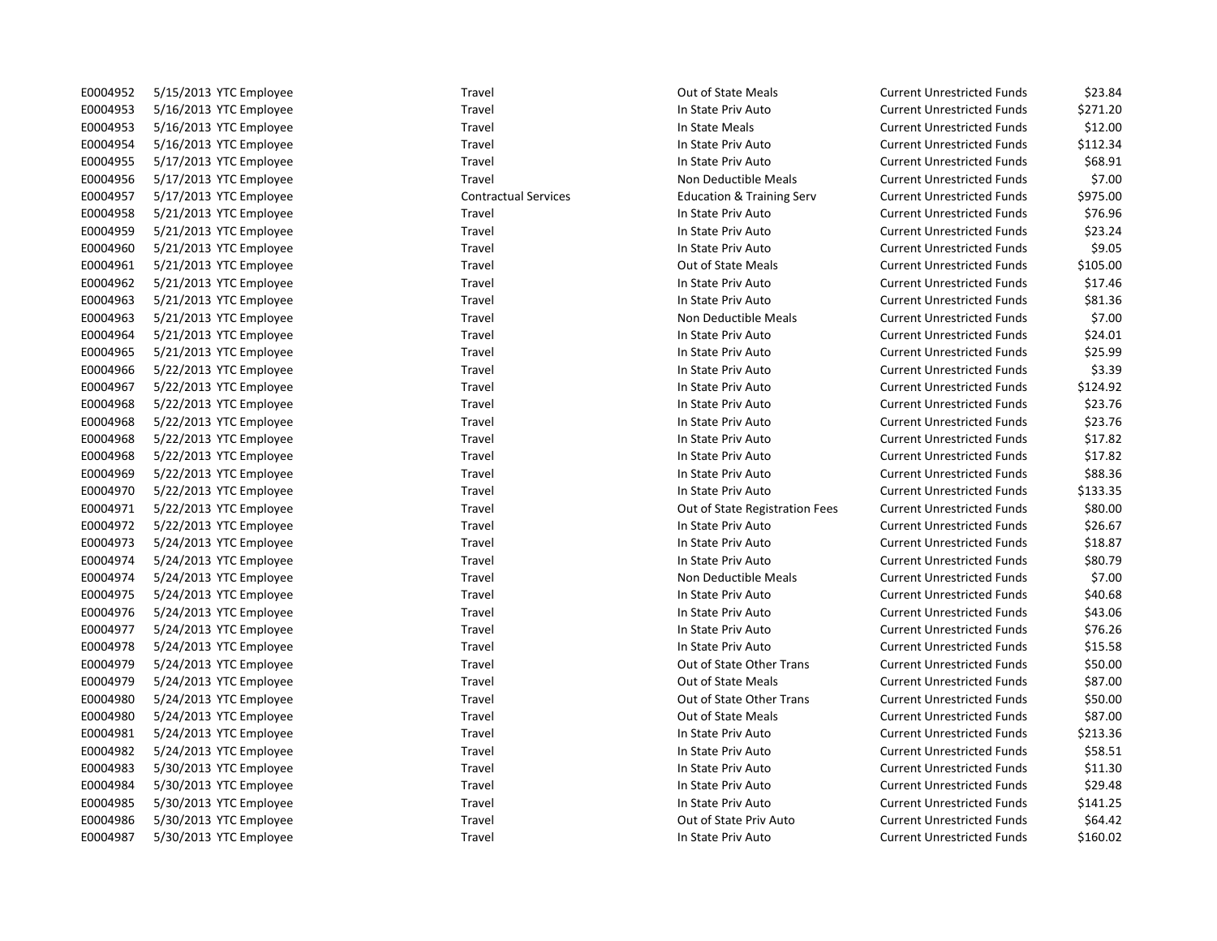| | | | | | | |
|---|---|---|---|---|---|---|
| E0004952 | 5/15/2013 | YTC Employee | Travel | Out of State Meals | Current Unrestricted Funds | $23.84 |
| E0004953 | 5/16/2013 | YTC Employee | Travel | In State Priv Auto | Current Unrestricted Funds | $271.20 |
| E0004953 | 5/16/2013 | YTC Employee | Travel | In State Meals | Current Unrestricted Funds | $12.00 |
| E0004954 | 5/16/2013 | YTC Employee | Travel | In State Priv Auto | Current Unrestricted Funds | $112.34 |
| E0004955 | 5/17/2013 | YTC Employee | Travel | In State Priv Auto | Current Unrestricted Funds | $68.91 |
| E0004956 | 5/17/2013 | YTC Employee | Travel | Non Deductible Meals | Current Unrestricted Funds | $7.00 |
| E0004957 | 5/17/2013 | YTC Employee | Contractual Services | Education & Training Serv | Current Unrestricted Funds | $975.00 |
| E0004958 | 5/21/2013 | YTC Employee | Travel | In State Priv Auto | Current Unrestricted Funds | $76.96 |
| E0004959 | 5/21/2013 | YTC Employee | Travel | In State Priv Auto | Current Unrestricted Funds | $23.24 |
| E0004960 | 5/21/2013 | YTC Employee | Travel | In State Priv Auto | Current Unrestricted Funds | $9.05 |
| E0004961 | 5/21/2013 | YTC Employee | Travel | Out of State Meals | Current Unrestricted Funds | $105.00 |
| E0004962 | 5/21/2013 | YTC Employee | Travel | In State Priv Auto | Current Unrestricted Funds | $17.46 |
| E0004963 | 5/21/2013 | YTC Employee | Travel | In State Priv Auto | Current Unrestricted Funds | $81.36 |
| E0004963 | 5/21/2013 | YTC Employee | Travel | Non Deductible Meals | Current Unrestricted Funds | $7.00 |
| E0004964 | 5/21/2013 | YTC Employee | Travel | In State Priv Auto | Current Unrestricted Funds | $24.01 |
| E0004965 | 5/21/2013 | YTC Employee | Travel | In State Priv Auto | Current Unrestricted Funds | $25.99 |
| E0004966 | 5/22/2013 | YTC Employee | Travel | In State Priv Auto | Current Unrestricted Funds | $3.39 |
| E0004967 | 5/22/2013 | YTC Employee | Travel | In State Priv Auto | Current Unrestricted Funds | $124.92 |
| E0004968 | 5/22/2013 | YTC Employee | Travel | In State Priv Auto | Current Unrestricted Funds | $23.76 |
| E0004968 | 5/22/2013 | YTC Employee | Travel | In State Priv Auto | Current Unrestricted Funds | $23.76 |
| E0004968 | 5/22/2013 | YTC Employee | Travel | In State Priv Auto | Current Unrestricted Funds | $17.82 |
| E0004968 | 5/22/2013 | YTC Employee | Travel | In State Priv Auto | Current Unrestricted Funds | $17.82 |
| E0004969 | 5/22/2013 | YTC Employee | Travel | In State Priv Auto | Current Unrestricted Funds | $88.36 |
| E0004970 | 5/22/2013 | YTC Employee | Travel | In State Priv Auto | Current Unrestricted Funds | $133.35 |
| E0004971 | 5/22/2013 | YTC Employee | Travel | Out of State Registration Fees | Current Unrestricted Funds | $80.00 |
| E0004972 | 5/22/2013 | YTC Employee | Travel | In State Priv Auto | Current Unrestricted Funds | $26.67 |
| E0004973 | 5/24/2013 | YTC Employee | Travel | In State Priv Auto | Current Unrestricted Funds | $18.87 |
| E0004974 | 5/24/2013 | YTC Employee | Travel | In State Priv Auto | Current Unrestricted Funds | $80.79 |
| E0004974 | 5/24/2013 | YTC Employee | Travel | Non Deductible Meals | Current Unrestricted Funds | $7.00 |
| E0004975 | 5/24/2013 | YTC Employee | Travel | In State Priv Auto | Current Unrestricted Funds | $40.68 |
| E0004976 | 5/24/2013 | YTC Employee | Travel | In State Priv Auto | Current Unrestricted Funds | $43.06 |
| E0004977 | 5/24/2013 | YTC Employee | Travel | In State Priv Auto | Current Unrestricted Funds | $76.26 |
| E0004978 | 5/24/2013 | YTC Employee | Travel | In State Priv Auto | Current Unrestricted Funds | $15.58 |
| E0004979 | 5/24/2013 | YTC Employee | Travel | Out of State Other Trans | Current Unrestricted Funds | $50.00 |
| E0004979 | 5/24/2013 | YTC Employee | Travel | Out of State Meals | Current Unrestricted Funds | $87.00 |
| E0004980 | 5/24/2013 | YTC Employee | Travel | Out of State Other Trans | Current Unrestricted Funds | $50.00 |
| E0004980 | 5/24/2013 | YTC Employee | Travel | Out of State Meals | Current Unrestricted Funds | $87.00 |
| E0004981 | 5/24/2013 | YTC Employee | Travel | In State Priv Auto | Current Unrestricted Funds | $213.36 |
| E0004982 | 5/24/2013 | YTC Employee | Travel | In State Priv Auto | Current Unrestricted Funds | $58.51 |
| E0004983 | 5/30/2013 | YTC Employee | Travel | In State Priv Auto | Current Unrestricted Funds | $11.30 |
| E0004984 | 5/30/2013 | YTC Employee | Travel | In State Priv Auto | Current Unrestricted Funds | $29.48 |
| E0004985 | 5/30/2013 | YTC Employee | Travel | In State Priv Auto | Current Unrestricted Funds | $141.25 |
| E0004986 | 5/30/2013 | YTC Employee | Travel | Out of State Priv Auto | Current Unrestricted Funds | $64.42 |
| E0004987 | 5/30/2013 | YTC Employee | Travel | In State Priv Auto | Current Unrestricted Funds | $160.02 |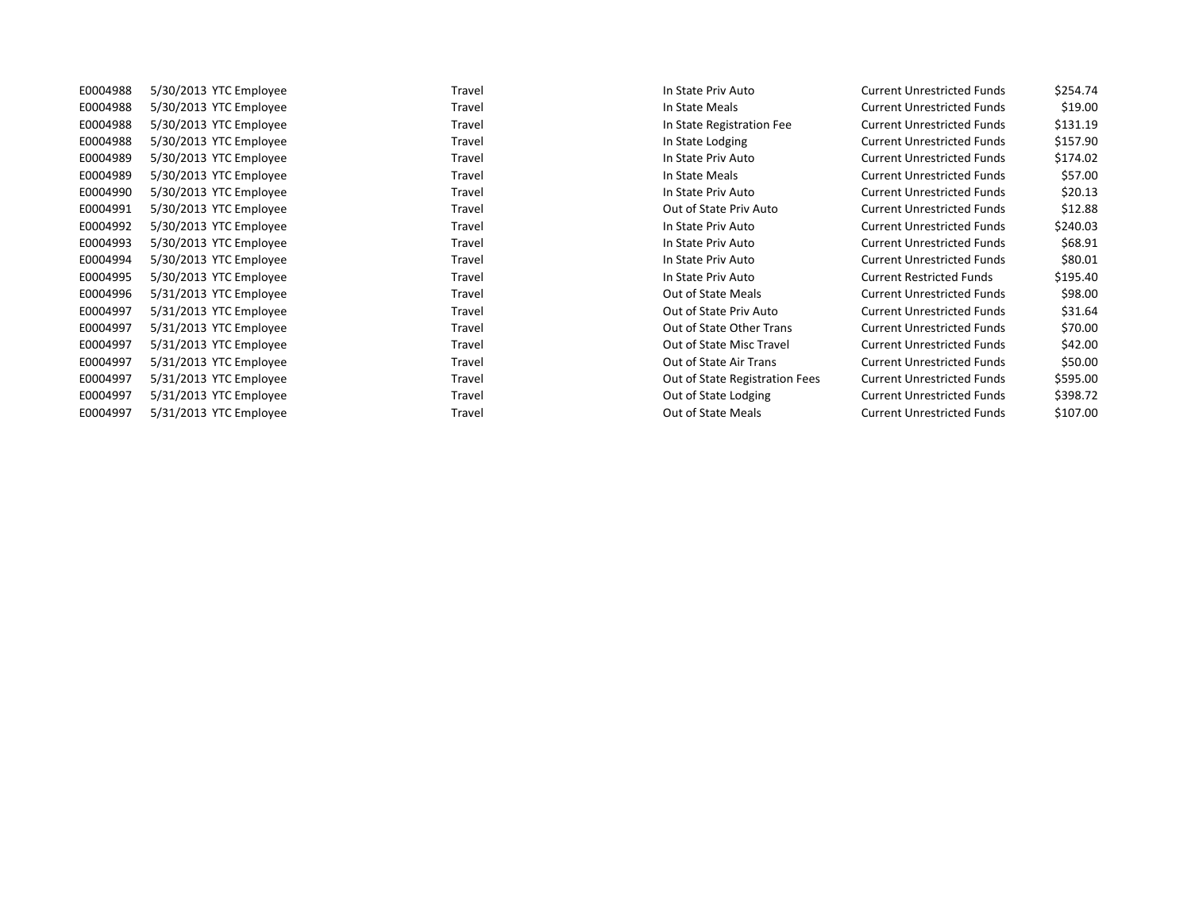| | | | | | | |
|---|---|---|---|---|---|---|
| E0004988 | 5/30/2013 | YTC Employee | Travel | In State Priv Auto | Current Unrestricted Funds | $254.74 |
| E0004988 | 5/30/2013 | YTC Employee | Travel | In State Meals | Current Unrestricted Funds | $19.00 |
| E0004988 | 5/30/2013 | YTC Employee | Travel | In State Registration Fee | Current Unrestricted Funds | $131.19 |
| E0004988 | 5/30/2013 | YTC Employee | Travel | In State Lodging | Current Unrestricted Funds | $157.90 |
| E0004989 | 5/30/2013 | YTC Employee | Travel | In State Priv Auto | Current Unrestricted Funds | $174.02 |
| E0004989 | 5/30/2013 | YTC Employee | Travel | In State Meals | Current Unrestricted Funds | $57.00 |
| E0004990 | 5/30/2013 | YTC Employee | Travel | In State Priv Auto | Current Unrestricted Funds | $20.13 |
| E0004991 | 5/30/2013 | YTC Employee | Travel | Out of State Priv Auto | Current Unrestricted Funds | $12.88 |
| E0004992 | 5/30/2013 | YTC Employee | Travel | In State Priv Auto | Current Unrestricted Funds | $240.03 |
| E0004993 | 5/30/2013 | YTC Employee | Travel | In State Priv Auto | Current Unrestricted Funds | $68.91 |
| E0004994 | 5/30/2013 | YTC Employee | Travel | In State Priv Auto | Current Unrestricted Funds | $80.01 |
| E0004995 | 5/30/2013 | YTC Employee | Travel | In State Priv Auto | Current Restricted Funds | $195.40 |
| E0004996 | 5/31/2013 | YTC Employee | Travel | Out of State Meals | Current Unrestricted Funds | $98.00 |
| E0004997 | 5/31/2013 | YTC Employee | Travel | Out of State Priv Auto | Current Unrestricted Funds | $31.64 |
| E0004997 | 5/31/2013 | YTC Employee | Travel | Out of State Other Trans | Current Unrestricted Funds | $70.00 |
| E0004997 | 5/31/2013 | YTC Employee | Travel | Out of State Misc Travel | Current Unrestricted Funds | $42.00 |
| E0004997 | 5/31/2013 | YTC Employee | Travel | Out of State Air Trans | Current Unrestricted Funds | $50.00 |
| E0004997 | 5/31/2013 | YTC Employee | Travel | Out of State Registration Fees | Current Unrestricted Funds | $595.00 |
| E0004997 | 5/31/2013 | YTC Employee | Travel | Out of State Lodging | Current Unrestricted Funds | $398.72 |
| E0004997 | 5/31/2013 | YTC Employee | Travel | Out of State Meals | Current Unrestricted Funds | $107.00 |